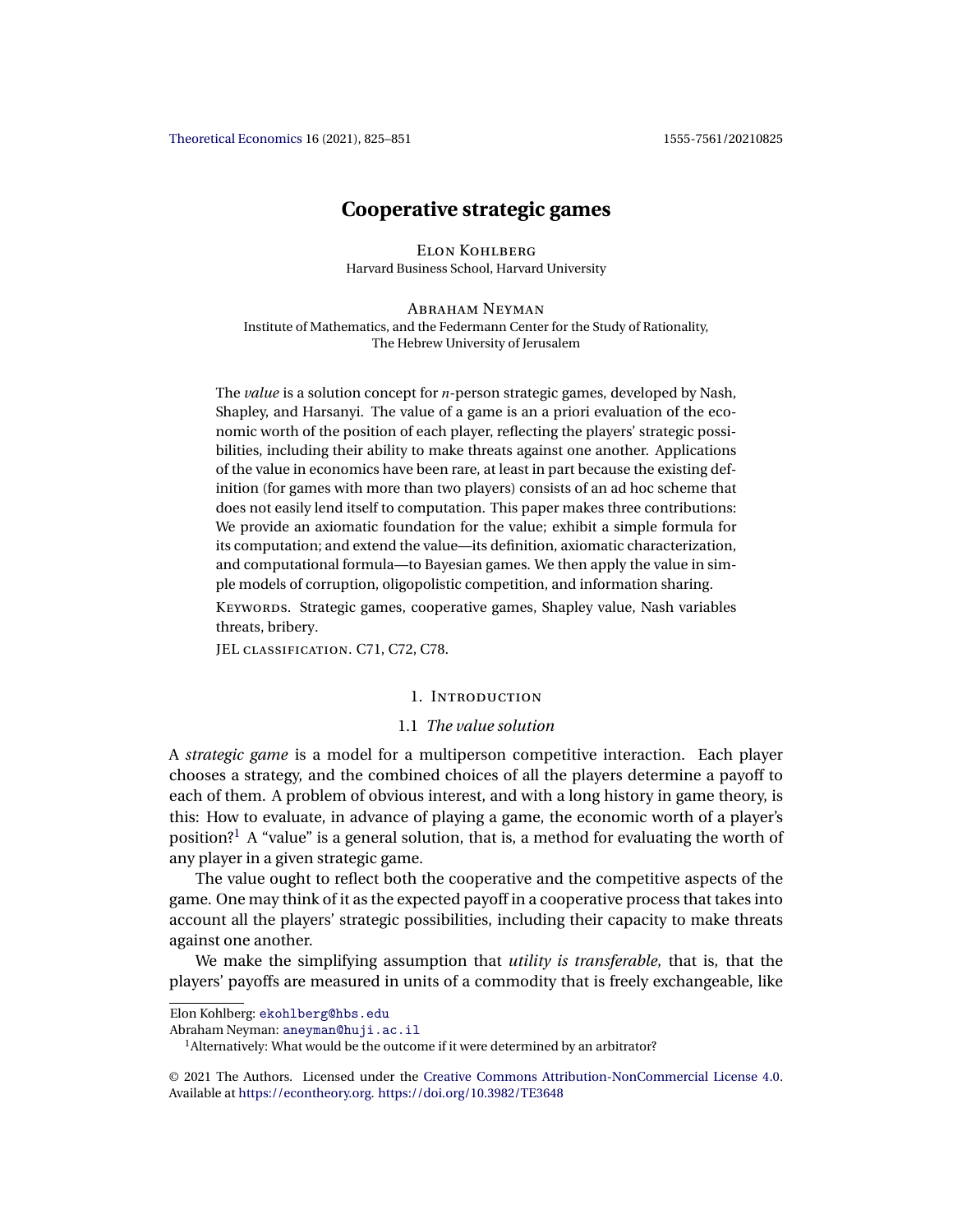# Cooperative strategic games

Elon Kohlberg
Harvard Business School, Harvard University

Abraham Neyman
Institute of Mathematics, and the Federmann Center for the Study of Rationality,
The Hebrew University of Jerusalem

The *value* is a solution concept for $n$-person strategic games, developed by Nash, Shapley, and Harsanyi. The value of a game is an a priori evaluation of the economic worth of the position of each player, reflecting the players' strategic possibilities, including their ability to make threats against one another. Applications of the value in economics have been rare, at least in part because the existing definition (for games with more than two players) consists of an ad hoc scheme that does not easily lend itself to computation. This paper makes three contributions: We provide an axiomatic foundation for the value; exhibit a simple formula for its computation; and extend the value—its definition, axiomatic characterization, and computational formula—to Bayesian games. We then apply the value in simple models of corruption, oligopolistic competition, and information sharing.

Keywords. Strategic games, cooperative games, Shapley value, Nash variables threats, bribery.

JEL classification. C71, C72, C78.

## 1. Introduction

### 1.1 *The value solution*

A *strategic game* is a model for a multiperson competitive interaction. Each player chooses a strategy, and the combined choices of all the players determine a payoff to each of them. A problem of obvious interest, and with a long history in game theory, is this: How to evaluate, in advance of playing a game, the economic worth of a player's position?[1] A "value" is a general solution, that is, a method for evaluating the worth of any player in a given strategic game.

The value ought to reflect both the cooperative and the competitive aspects of the game. One may think of it as the expected payoff in a cooperative process that takes into account all the players' strategic possibilities, including their capacity to make threats against one another.

We make the simplifying assumption that *utility is transferable*, that is, that the players' payoffs are measured in units of a commodity that is freely exchangeable, like

Elon Kohlberg: ekohlberg@hbs.edu
Abraham Neyman: aneyman@huji.ac.il

[1] Alternatively: What would be the outcome if it were determined by an arbitrator?

© 2021 The Authors. Licensed under the Creative Commons Attribution-NonCommercial License 4.0. Available at https://econtheory.org. https://doi.org/10.3982/TE3648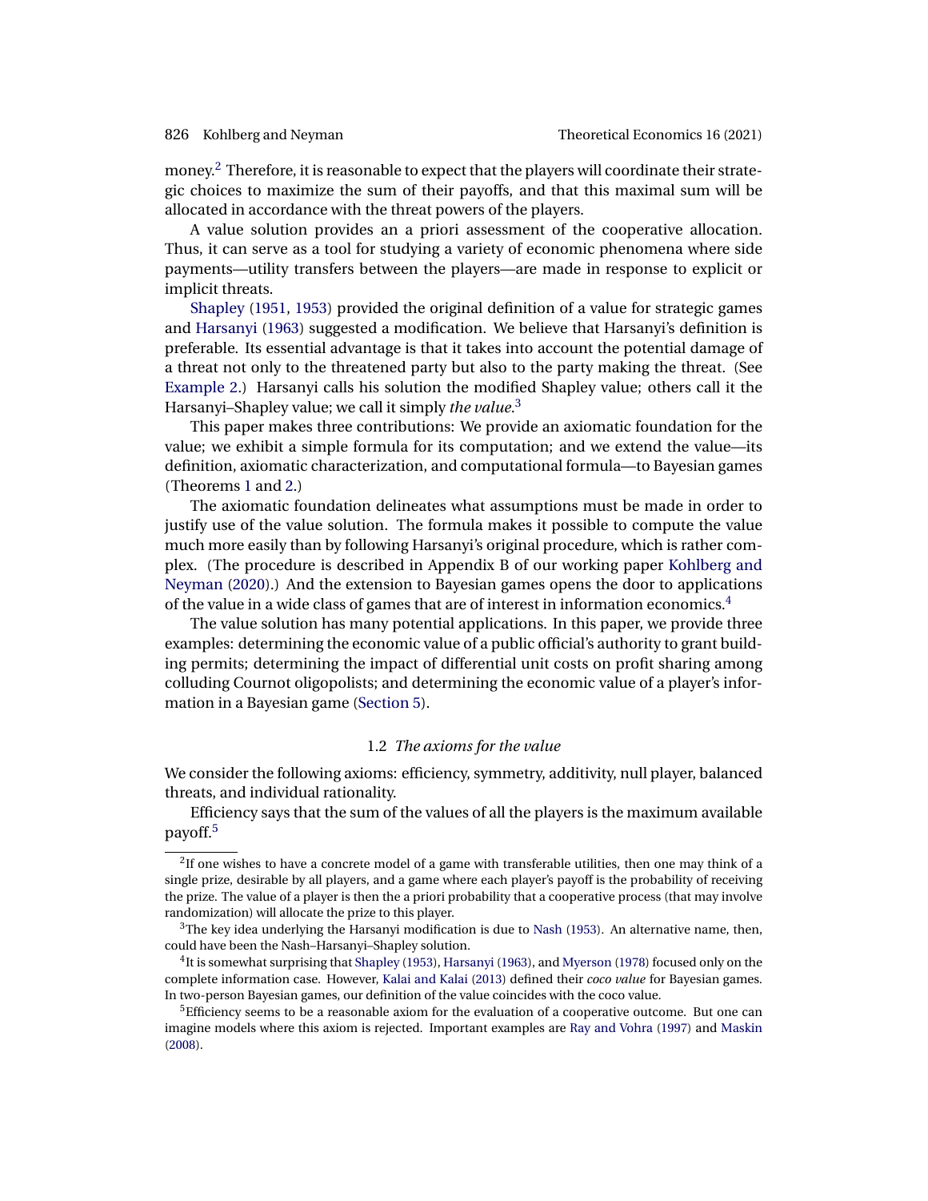money.[2] Therefore, it is reasonable to expect that the players will coordinate their strategic choices to maximize the sum of their payoffs, and that this maximal sum will be allocated in accordance with the threat powers of the players.

A value solution provides an a priori assessment of the cooperative allocation. Thus, it can serve as a tool for studying a variety of economic phenomena where side payments—utility transfers between the players—are made in response to explicit or implicit threats.

Shapley (1951, 1953) provided the original definition of a value for strategic games and Harsanyi (1963) suggested a modification. We believe that Harsanyi's definition is preferable. Its essential advantage is that it takes into account the potential damage of a threat not only to the threatened party but also to the party making the threat. (See Example 2.) Harsanyi calls his solution the modified Shapley value; others call it the Harsanyi–Shapley value; we call it simply *the value*.[3]

This paper makes three contributions: We provide an axiomatic foundation for the value; we exhibit a simple formula for its computation; and we extend the value—its definition, axiomatic characterization, and computational formula—to Bayesian games (Theorems 1 and 2.)

The axiomatic foundation delineates what assumptions must be made in order to justify use of the value solution. The formula makes it possible to compute the value much more easily than by following Harsanyi's original procedure, which is rather complex. (The procedure is described in Appendix B of our working paper Kohlberg and Neyman (2020).) And the extension to Bayesian games opens the door to applications of the value in a wide class of games that are of interest in information economics.[4]

The value solution has many potential applications. In this paper, we provide three examples: determining the economic value of a public official's authority to grant building permits; determining the impact of differential unit costs on profit sharing among colluding Cournot oligopolists; and determining the economic value of a player's information in a Bayesian game (Section 5).

### 1.2 *The axioms for the value*

We consider the following axioms: efficiency, symmetry, additivity, null player, balanced threats, and individual rationality.

Efficiency says that the sum of the values of all the players is the maximum available payoff.[5]

---

[2] If one wishes to have a concrete model of a game with transferable utilities, then one may think of a single prize, desirable by all players, and a game where each player's payoff is the probability of receiving the prize. The value of a player is then the a priori probability that a cooperative process (that may involve randomization) will allocate the prize to this player.

[3] The key idea underlying the Harsanyi modification is due to Nash (1953). An alternative name, then, could have been the Nash–Harsanyi–Shapley solution.

[4] It is somewhat surprising that Shapley (1953), Harsanyi (1963), and Myerson (1978) focused only on the complete information case. However, Kalai and Kalai (2013) defined their *coco value* for Bayesian games. In two-person Bayesian games, our definition of the value coincides with the coco value.

[5] Efficiency seems to be a reasonable axiom for the evaluation of a cooperative outcome. But one can imagine models where this axiom is rejected. Important examples are Ray and Vohra (1997) and Maskin (2008).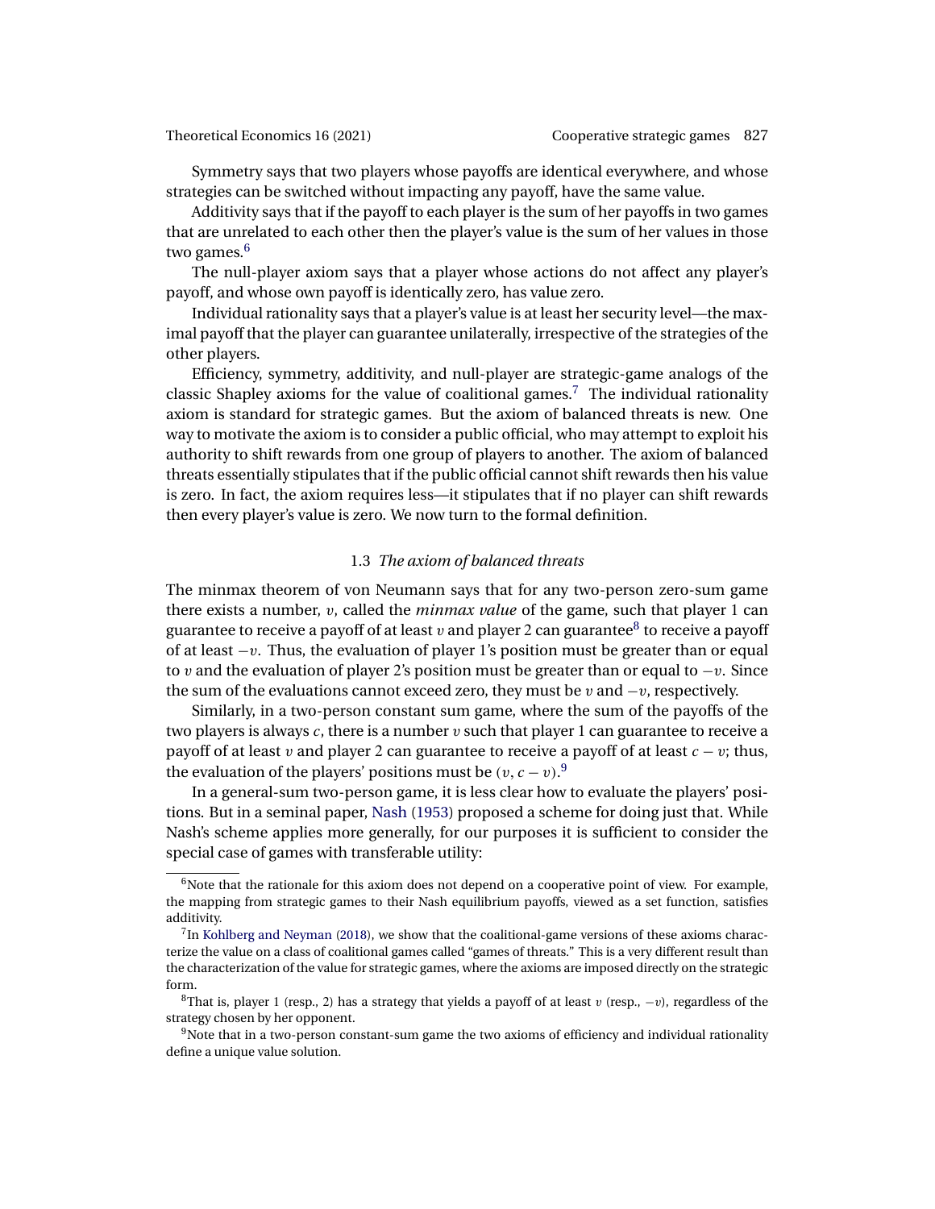Symmetry says that two players whose payoffs are identical everywhere, and whose strategies can be switched without impacting any payoff, have the same value.

Additivity says that if the payoff to each player is the sum of her payoffs in two games that are unrelated to each other then the player's value is the sum of her values in those two games.[6]

The null-player axiom says that a player whose actions do not affect any player's payoff, and whose own payoff is identically zero, has value zero.

Individual rationality says that a player's value is at least her security level—the maximal payoff that the player can guarantee unilaterally, irrespective of the strategies of the other players.

Efficiency, symmetry, additivity, and null-player are strategic-game analogs of the classic Shapley axioms for the value of coalitional games.[7] The individual rationality axiom is standard for strategic games. But the axiom of balanced threats is new. One way to motivate the axiom is to consider a public official, who may attempt to exploit his authority to shift rewards from one group of players to another. The axiom of balanced threats essentially stipulates that if the public official cannot shift rewards then his value is zero. In fact, the axiom requires less—it stipulates that if no player can shift rewards then every player's value is zero. We now turn to the formal definition.

### 1.3 *The axiom of balanced threats*

The minmax theorem of von Neumann says that for any two-person zero-sum game there exists a number, $v$, called the *minmax value* of the game, such that player 1 can guarantee to receive a payoff of at least $v$ and player 2 can guarantee[8] to receive a payoff of at least $-v$. Thus, the evaluation of player 1's position must be greater than or equal to $v$ and the evaluation of player 2's position must be greater than or equal to $-v$. Since the sum of the evaluations cannot exceed zero, they must be $v$ and $-v$, respectively.

Similarly, in a two-person constant sum game, where the sum of the payoffs of the two players is always $c$, there is a number $v$ such that player 1 can guarantee to receive a payoff of at least $v$ and player 2 can guarantee to receive a payoff of at least $c - v$; thus, the evaluation of the players' positions must be $(v, c - v)$.[9]

In a general-sum two-person game, it is less clear how to evaluate the players' positions. But in a seminal paper, Nash (1953) proposed a scheme for doing just that. While Nash's scheme applies more generally, for our purposes it is sufficient to consider the special case of games with transferable utility:

---

[6]Note that the rationale for this axiom does not depend on a cooperative point of view. For example, the mapping from strategic games to their Nash equilibrium payoffs, viewed as a set function, satisfies additivity.

[7]In Kohlberg and Neyman (2018), we show that the coalitional-game versions of these axioms characterize the value on a class of coalitional games called "games of threats." This is a very different result than the characterization of the value for strategic games, where the axioms are imposed directly on the strategic form.

[8]That is, player 1 (resp., 2) has a strategy that yields a payoff of at least $v$ (resp., $-v$), regardless of the strategy chosen by her opponent.

[9]Note that in a two-person constant-sum game the two axioms of efficiency and individual rationality define a unique value solution.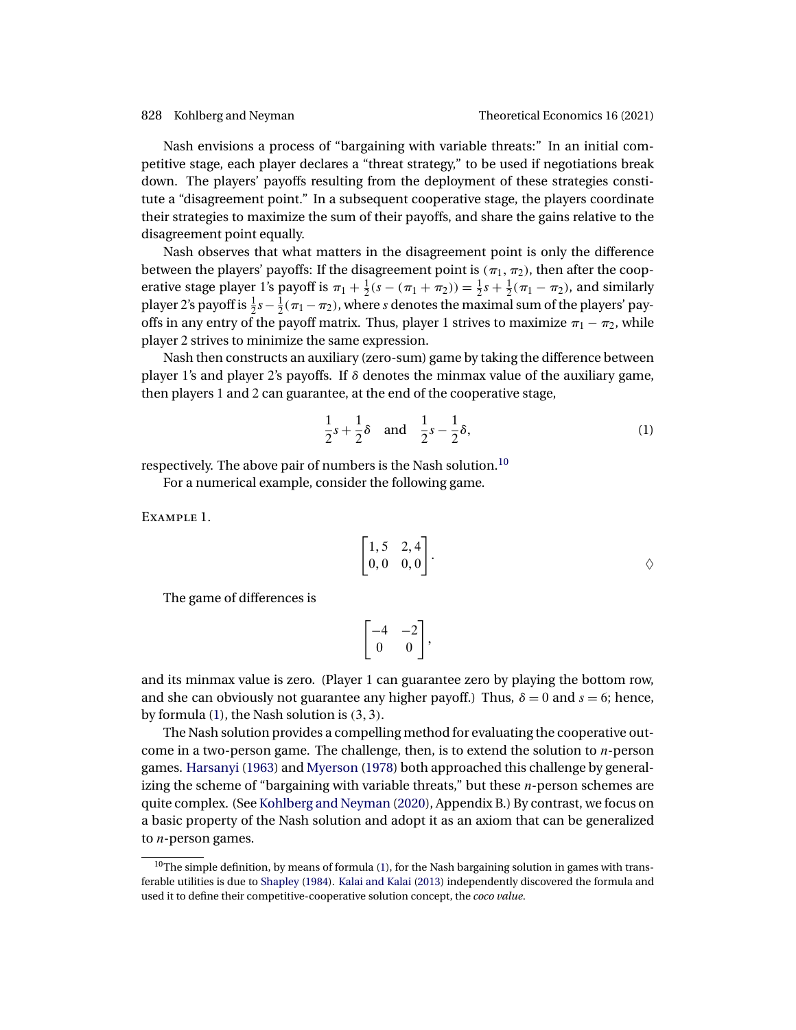Nash envisions a process of "bargaining with variable threats:" In an initial competitive stage, each player declares a "threat strategy," to be used if negotiations break down. The players' payoffs resulting from the deployment of these strategies constitute a "disagreement point." In a subsequent cooperative stage, the players coordinate their strategies to maximize the sum of their payoffs, and share the gains relative to the disagreement point equally.

Nash observes that what matters in the disagreement point is only the difference between the players' payoffs: If the disagreement point is $(\pi_1, \pi_2)$, then after the cooperative stage player 1's payoff is $\pi_1 + \frac{1}{2}(s - (\pi_1 + \pi_2)) = \frac{1}{2}s + \frac{1}{2}(\pi_1 - \pi_2)$, and similarly player 2's payoff is $\frac{1}{2}s - \frac{1}{2}(\pi_1 - \pi_2)$, where $s$ denotes the maximal sum of the players' payoffs in any entry of the payoff matrix. Thus, player 1 strives to maximize $\pi_1 - \pi_2$, while player 2 strives to minimize the same expression.

Nash then constructs an auxiliary (zero-sum) game by taking the difference between player 1's and player 2's payoffs. If $\delta$ denotes the minmax value of the auxiliary game, then players 1 and 2 can guarantee, at the end of the cooperative stage,

$$\frac{1}{2}s + \frac{1}{2}\delta \quad \text{and} \quad \frac{1}{2}s - \frac{1}{2}\delta, \tag{1}$$

respectively. The above pair of numbers is the Nash solution.[10]

For a numerical example, consider the following game.

Example 1.

$$\begin{bmatrix} 1,5 & 2,4 \\ 0,0 & 0,0 \end{bmatrix}. \qquad \diamondsuit$$

The game of differences is

$$\begin{bmatrix} -4 & -2 \\ 0 & 0 \end{bmatrix},$$

and its minmax value is zero. (Player 1 can guarantee zero by playing the bottom row, and she can obviously not guarantee any higher payoff.) Thus, $\delta = 0$ and $s = 6$; hence, by formula (1), the Nash solution is $(3, 3)$.

The Nash solution provides a compelling method for evaluating the cooperative outcome in a two-person game. The challenge, then, is to extend the solution to $n$-person games. Harsanyi (1963) and Myerson (1978) both approached this challenge by generalizing the scheme of "bargaining with variable threats," but these $n$-person schemes are quite complex. (See Kohlberg and Neyman (2020), Appendix B.) By contrast, we focus on a basic property of the Nash solution and adopt it as an axiom that can be generalized to $n$-person games.

[10] The simple definition, by means of formula (1), for the Nash bargaining solution in games with transferable utilities is due to Shapley (1984). Kalai and Kalai (2013) independently discovered the formula and used it to define their competitive-cooperative solution concept, the *coco value*.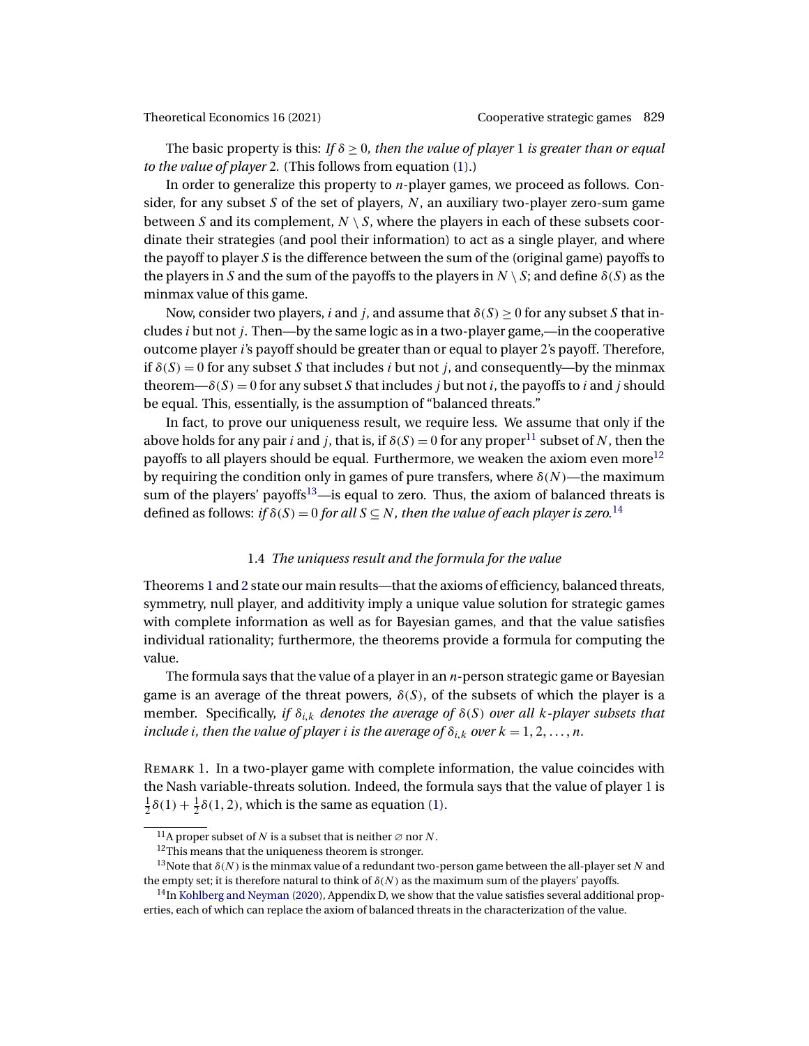The basic property is this: *If $\delta \geq 0$, then the value of player 1 is greater than or equal to the value of player 2.* (This follows from equation (1).)

In order to generalize this property to $n$-player games, we proceed as follows. Consider, for any subset $S$ of the set of players, $N$, an auxiliary two-player zero-sum game between $S$ and its complement, $N \setminus S$, where the players in each of these subsets coordinate their strategies (and pool their information) to act as a single player, and where the payoff to player $S$ is the difference between the sum of the (original game) payoffs to the players in $S$ and the sum of the payoffs to the players in $N \setminus S$; and define $\delta(S)$ as the minmax value of this game.

Now, consider two players, $i$ and $j$, and assume that $\delta(S) \geq 0$ for any subset $S$ that includes $i$ but not $j$. Then—by the same logic as in a two-player game,—in the cooperative outcome player $i$'s payoff should be greater than or equal to player 2's payoff. Therefore, if $\delta(S) = 0$ for any subset $S$ that includes $i$ but not $j$, and consequently—by the minmax theorem—$\delta(S) = 0$ for any subset $S$ that includes $j$ but not $i$, the payoffs to $i$ and $j$ should be equal. This, essentially, is the assumption of "balanced threats."

In fact, to prove our uniqueness result, we require less. We assume that only if the above holds for any pair $i$ and $j$, that is, if $\delta(S) = 0$ for any proper[11] subset of $N$, then the payoffs to all players should be equal. Furthermore, we weaken the axiom even more[12] by requiring the condition only in games of pure transfers, where $\delta(N)$—the maximum sum of the players' payoffs[13]—is equal to zero. Thus, the axiom of balanced threats is defined as follows: *if $\delta(S) = 0$ for all $S \subseteq N$, then the value of each player is zero.*[14]

### 1.4 *The uniquess result and the formula for the value*

Theorems 1 and 2 state our main results—that the axioms of efficiency, balanced threats, symmetry, null player, and additivity imply a unique value solution for strategic games with complete information as well as for Bayesian games, and that the value satisfies individual rationality; furthermore, the theorems provide a formula for computing the value.

The formula says that the value of a player in an $n$-person strategic game or Bayesian game is an average of the threat powers, $\delta(S)$, of the subsets of which the player is a member. Specifically, *if $\delta_{i,k}$ denotes the average of $\delta(S)$ over all $k$-player subsets that include $i$, then the value of player $i$ is the average of $\delta_{i,k}$ over $k = 1, 2, \ldots, n$.*

Remark 1. In a two-player game with complete information, the value coincides with the Nash variable-threats solution. Indeed, the formula says that the value of player 1 is $\frac{1}{2}\delta(1) + \frac{1}{2}\delta(1, 2)$, which is the same as equation (1).

---

[11] A proper subset of $N$ is a subset that is neither $\varnothing$ nor $N$.

[12] This means that the uniqueness theorem is stronger.

[13] Note that $\delta(N)$ is the minmax value of a redundant two-person game between the all-player set $N$ and the empty set; it is therefore natural to think of $\delta(N)$ as the maximum sum of the players' payoffs.

[14] In Kohlberg and Neyman (2020), Appendix D, we show that the value satisfies several additional properties, each of which can replace the axiom of balanced threats in the characterization of the value.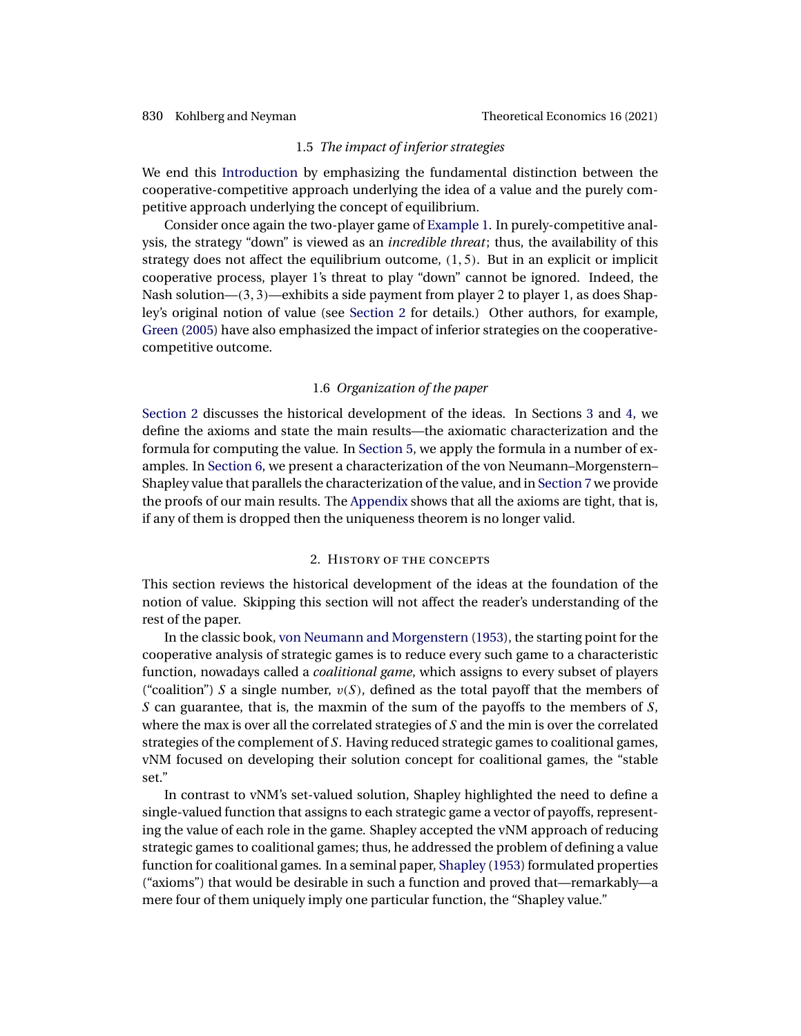### 1.5 *The impact of inferior strategies*

We end this Introduction by emphasizing the fundamental distinction between the cooperative-competitive approach underlying the idea of a value and the purely competitive approach underlying the concept of equilibrium.

Consider once again the two-player game of Example 1. In purely-competitive analysis, the strategy "down" is viewed as an *incredible threat*; thus, the availability of this strategy does not affect the equilibrium outcome, $(1, 5)$. But in an explicit or implicit cooperative process, player 1's threat to play "down" cannot be ignored. Indeed, the Nash solution—$(3, 3)$—exhibits a side payment from player 2 to player 1, as does Shapley's original notion of value (see Section 2 for details.) Other authors, for example, Green (2005) have also emphasized the impact of inferior strategies on the cooperative-competitive outcome.

### 1.6 *Organization of the paper*

Section 2 discusses the historical development of the ideas. In Sections 3 and 4, we define the axioms and state the main results—the axiomatic characterization and the formula for computing the value. In Section 5, we apply the formula in a number of examples. In Section 6, we present a characterization of the von Neumann–Morgenstern–Shapley value that parallels the characterization of the value, and in Section 7 we provide the proofs of our main results. The Appendix shows that all the axioms are tight, that is, if any of them is dropped then the uniqueness theorem is no longer valid.

## 2. History of the concepts

This section reviews the historical development of the ideas at the foundation of the notion of value. Skipping this section will not affect the reader's understanding of the rest of the paper.

In the classic book, von Neumann and Morgenstern (1953), the starting point for the cooperative analysis of strategic games is to reduce every such game to a characteristic function, nowadays called a *coalitional game*, which assigns to every subset of players ("coalition") $S$ a single number, $v(S)$, defined as the total payoff that the members of $S$ can guarantee, that is, the maxmin of the sum of the payoffs to the members of $S$, where the max is over all the correlated strategies of $S$ and the min is over the correlated strategies of the complement of $S$. Having reduced strategic games to coalitional games, vNM focused on developing their solution concept for coalitional games, the "stable set."

In contrast to vNM's set-valued solution, Shapley highlighted the need to define a single-valued function that assigns to each strategic game a vector of payoffs, representing the value of each role in the game. Shapley accepted the vNM approach of reducing strategic games to coalitional games; thus, he addressed the problem of defining a value function for coalitional games. In a seminal paper, Shapley (1953) formulated properties ("axioms") that would be desirable in such a function and proved that—remarkably—a mere four of them uniquely imply one particular function, the "Shapley value."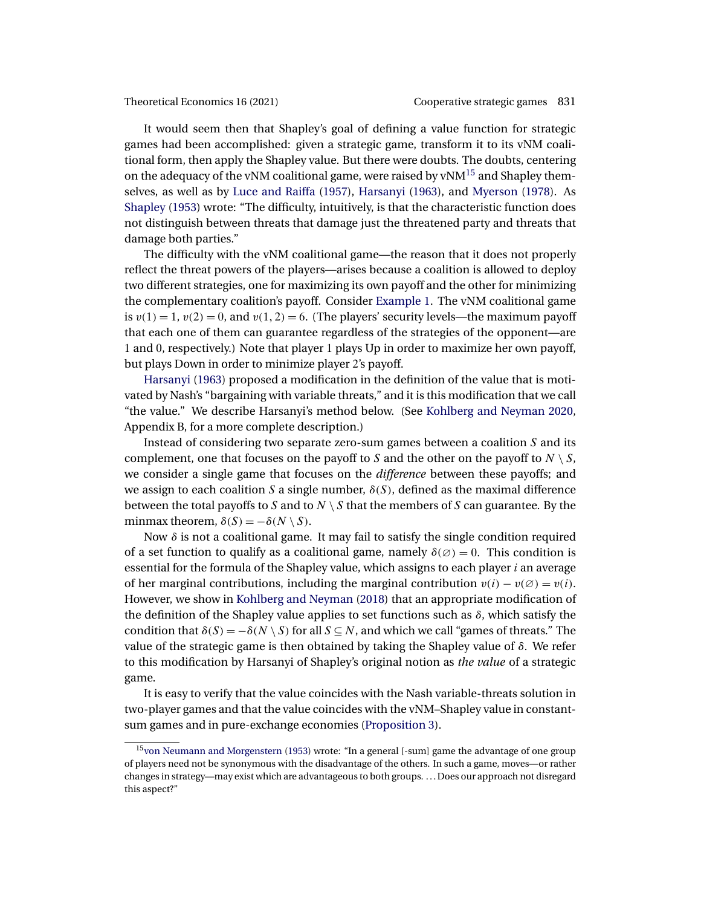It would seem then that Shapley's goal of defining a value function for strategic games had been accomplished: given a strategic game, transform it to its vNM coalitional form, then apply the Shapley value. But there were doubts. The doubts, centering on the adequacy of the vNM coalitional game, were raised by vNM[15] and Shapley themselves, as well as by Luce and Raiffa (1957), Harsanyi (1963), and Myerson (1978). As Shapley (1953) wrote: "The difficulty, intuitively, is that the characteristic function does not distinguish between threats that damage just the threatened party and threats that damage both parties."

The difficulty with the vNM coalitional game—the reason that it does not properly reflect the threat powers of the players—arises because a coalition is allowed to deploy two different strategies, one for maximizing its own payoff and the other for minimizing the complementary coalition's payoff. Consider Example 1. The vNM coalitional game is $v(1) = 1$, $v(2) = 0$, and $v(1, 2) = 6$. (The players' security levels—the maximum payoff that each one of them can guarantee regardless of the strategies of the opponent—are 1 and 0, respectively.) Note that player 1 plays Up in order to maximize her own payoff, but plays Down in order to minimize player 2's payoff.

Harsanyi (1963) proposed a modification in the definition of the value that is motivated by Nash's "bargaining with variable threats," and it is this modification that we call "the value." We describe Harsanyi's method below. (See Kohlberg and Neyman 2020, Appendix B, for a more complete description.)

Instead of considering two separate zero-sum games between a coalition $S$ and its complement, one that focuses on the payoff to $S$ and the other on the payoff to $N \setminus S$, we consider a single game that focuses on the *difference* between these payoffs; and we assign to each coalition $S$ a single number, $\delta(S)$, defined as the maximal difference between the total payoffs to $S$ and to $N \setminus S$ that the members of $S$ can guarantee. By the minmax theorem, $\delta(S) = -\delta(N \setminus S)$.

Now $\delta$ is not a coalitional game. It may fail to satisfy the single condition required of a set function to qualify as a coalitional game, namely $\delta(\emptyset) = 0$. This condition is essential for the formula of the Shapley value, which assigns to each player $i$ an average of her marginal contributions, including the marginal contribution $v(i) - v(\emptyset) = v(i)$. However, we show in Kohlberg and Neyman (2018) that an appropriate modification of the definition of the Shapley value applies to set functions such as $\delta$, which satisfy the condition that $\delta(S) = -\delta(N \setminus S)$ for all $S \subseteq N$, and which we call "games of threats." The value of the strategic game is then obtained by taking the Shapley value of $\delta$. We refer to this modification by Harsanyi of Shapley's original notion as *the value* of a strategic game.

It is easy to verify that the value coincides with the Nash variable-threats solution in two-player games and that the value coincides with the vNM–Shapley value in constant-sum games and in pure-exchange economies (Proposition 3).

[15] von Neumann and Morgenstern (1953) wrote: "In a general [-sum] game the advantage of one group of players need not be synonymous with the disadvantage of the others. In such a game, moves—or rather changes in strategy—may exist which are advantageous to both groups. ... Does our approach not disregard this aspect?"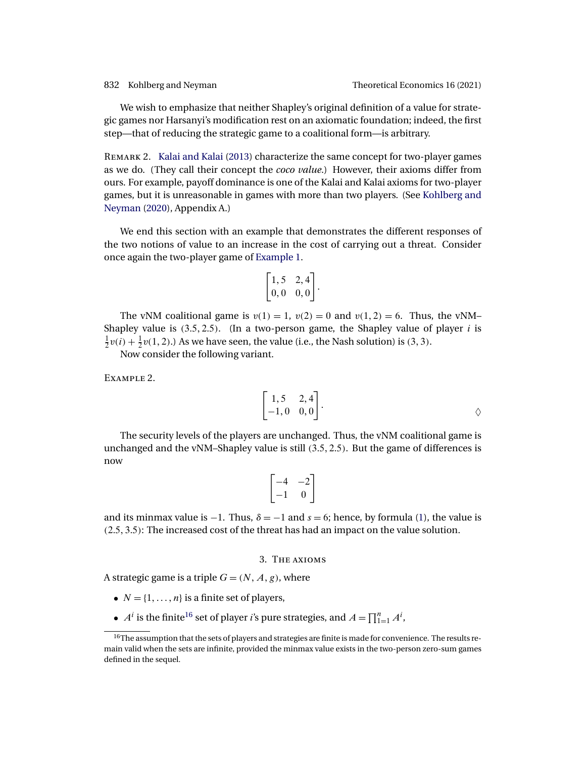We wish to emphasize that neither Shapley's original definition of a value for strategic games nor Harsanyi's modification rest on an axiomatic foundation; indeed, the first step—that of reducing the strategic game to a coalitional form—is arbitrary.

Remark 2. Kalai and Kalai (2013) characterize the same concept for two-player games as we do. (They call their concept the *coco value*.) However, their axioms differ from ours. For example, payoff dominance is one of the Kalai and Kalai axioms for two-player games, but it is unreasonable in games with more than two players. (See Kohlberg and Neyman (2020), Appendix A.)

We end this section with an example that demonstrates the different responses of the two notions of value to an increase in the cost of carrying out a threat. Consider once again the two-player game of Example 1.

$$\begin{bmatrix} 1,5 & 2,4 \\ 0,0 & 0,0 \end{bmatrix}.$$

The vNM coalitional game is $v(1) = 1$, $v(2) = 0$ and $v(1,2) = 6$. Thus, the vNM–Shapley value is $(3.5, 2.5)$. (In a two-person game, the Shapley value of player $i$ is $\frac{1}{2}v(i) + \frac{1}{2}v(1,2)$.) As we have seen, the value (i.e., the Nash solution) is $(3,3)$.

Now consider the following variant.

Example 2.

$$\begin{bmatrix} 1,5 & 2,4 \\ -1,0 & 0,0 \end{bmatrix}. \qquad \diamondsuit$$

The security levels of the players are unchanged. Thus, the vNM coalitional game is unchanged and the vNM–Shapley value is still $(3.5, 2.5)$. But the game of differences is now

$$\begin{bmatrix} -4 & -2 \\ -1 & 0 \end{bmatrix}$$

and its minmax value is $-1$. Thus, $\delta = -1$ and $s = 6$; hence, by formula (1), the value is $(2.5, 3.5)$: The increased cost of the threat has had an impact on the value solution.

## 3. The axioms

A strategic game is a triple $G = (N, A, g)$, where

- $N = \{1, \ldots, n\}$ is a finite set of players,
- $A^i$ is the finite[16] set of player $i$'s pure strategies, and $A = \prod_{1=1}^{n} A^i$,

[16] The assumption that the sets of players and strategies are finite is made for convenience. The results remain valid when the sets are infinite, provided the minmax value exists in the two-person zero-sum games defined in the sequel.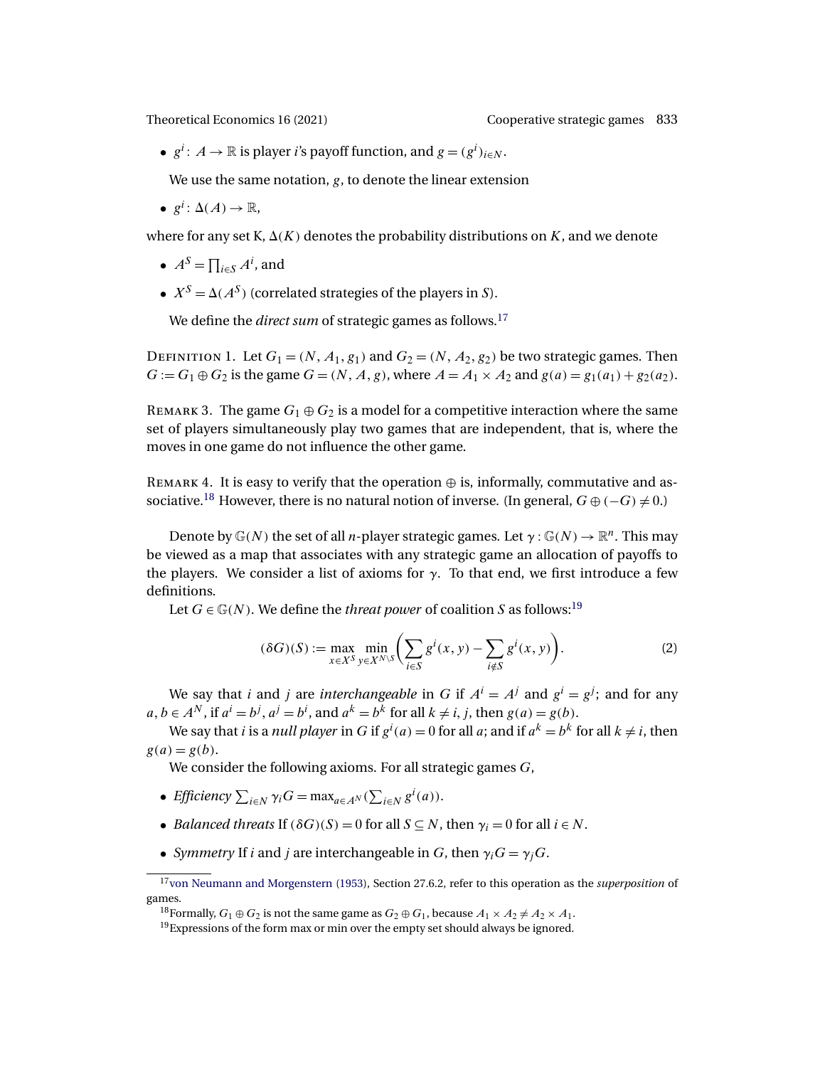- $g^i: A \to \mathbb{R}$ is player $i$'s payoff function, and $g = (g^i)_{i \in N}$.

  We use the same notation, $g$, to denote the linear extension

- $g^i: \Delta(A) \to \mathbb{R}$,

where for any set K, $\Delta(K)$ denotes the probability distributions on $K$, and we denote

- $A^S = \prod_{i \in S} A^i$, and
- $X^S = \Delta(A^S)$ (correlated strategies of the players in $S$).

  We define the *direct sum* of strategic games as follows.[17]

Definition 1. Let $G_1 = (N, A_1, g_1)$ and $G_2 = (N, A_2, g_2)$ be two strategic games. Then $G := G_1 \oplus G_2$ is the game $G = (N, A, g)$, where $A = A_1 \times A_2$ and $g(a) = g_1(a_1) + g_2(a_2)$.

Remark 3. The game $G_1 \oplus G_2$ is a model for a competitive interaction where the same set of players simultaneously play two games that are independent, that is, where the moves in one game do not influence the other game.

Remark 4. It is easy to verify that the operation $\oplus$ is, informally, commutative and associative.[18] However, there is no natural notion of inverse. (In general, $G \oplus (-G) \neq 0$.)

Denote by $\mathbb{G}(N)$ the set of all $n$-player strategic games. Let $\gamma : \mathbb{G}(N) \to \mathbb{R}^n$. This may be viewed as a map that associates with any strategic game an allocation of payoffs to the players. We consider a list of axioms for $\gamma$. To that end, we first introduce a few definitions.

Let $G \in \mathbb{G}(N)$. We define the *threat power* of coalition $S$ as follows:[19]

$$(\delta G)(S) := \max_{x \in X^S} \min_{y \in X^{N \setminus S}} \left( \sum_{i \in S} g^i(x, y) - \sum_{i \notin S} g^i(x, y) \right). \tag{2}$$

We say that $i$ and $j$ are *interchangeable* in $G$ if $A^i = A^j$ and $g^i = g^j$; and for any $a, b \in A^N$, if $a^i = b^j$, $a^j = b^i$, and $a^k = b^k$ for all $k \neq i, j$, then $g(a) = g(b)$.

We say that $i$ is a *null player* in $G$ if $g^i(a) = 0$ for all $a$; and if $a^k = b^k$ for all $k \neq i$, then $g(a) = g(b)$.

We consider the following axioms. For all strategic games $G$,

- *Efficiency* $\sum_{i \in N} \gamma_i G = \max_{a \in A^N} (\sum_{i \in N} g^i(a))$.
- *Balanced threats* If $(\delta G)(S) = 0$ for all $S \subseteq N$, then $\gamma_i = 0$ for all $i \in N$.
- *Symmetry* If $i$ and $j$ are interchangeable in $G$, then $\gamma_i G = \gamma_j G$.

[17] von Neumann and Morgenstern (1953), Section 27.6.2, refer to this operation as the *superposition* of games.

[18] Formally, $G_1 \oplus G_2$ is not the same game as $G_2 \oplus G_1$, because $A_1 \times A_2 \neq A_2 \times A_1$.

[19] Expressions of the form max or min over the empty set should always be ignored.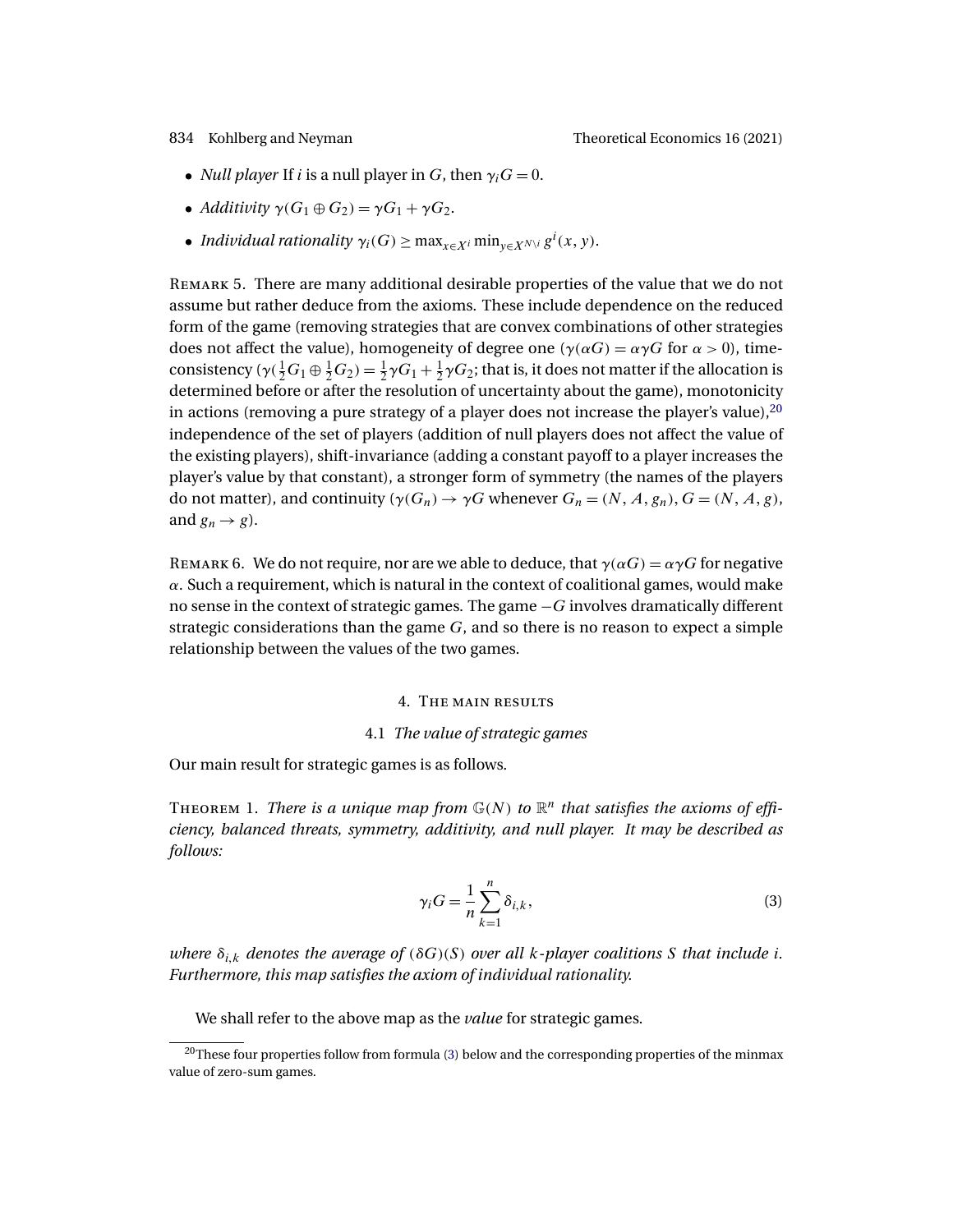- *Null player* If $i$ is a null player in $G$, then $\gamma_i G = 0$.
- *Additivity* $\gamma(G_1 \oplus G_2) = \gamma G_1 + \gamma G_2$.
- *Individual rationality* $\gamma_i(G) \geq \max_{x \in X^i} \min_{y \in X^{N \setminus i}} g^i(x, y)$.

Remark 5. There are many additional desirable properties of the value that we do not assume but rather deduce from the axioms. These include dependence on the reduced form of the game (removing strategies that are convex combinations of other strategies does not affect the value), homogeneity of degree one ($\gamma(\alpha G) = \alpha \gamma G$ for $\alpha > 0$), time-consistency ($\gamma(\frac{1}{2}G_1 \oplus \frac{1}{2}G_2) = \frac{1}{2}\gamma G_1 + \frac{1}{2}\gamma G_2$; that is, it does not matter if the allocation is determined before or after the resolution of uncertainty about the game), monotonicity in actions (removing a pure strategy of a player does not increase the player's value),[20] independence of the set of players (addition of null players does not affect the value of the existing players), shift-invariance (adding a constant payoff to a player increases the player's value by that constant), a stronger form of symmetry (the names of the players do not matter), and continuity ($\gamma(G_n) \to \gamma G$ whenever $G_n = (N, A, g_n)$, $G = (N, A, g)$, and $g_n \to g$).

Remark 6. We do not require, nor are we able to deduce, that $\gamma(\alpha G) = \alpha \gamma G$ for negative $\alpha$. Such a requirement, which is natural in the context of coalitional games, would make no sense in the context of strategic games. The game $-G$ involves dramatically different strategic considerations than the game $G$, and so there is no reason to expect a simple relationship between the values of the two games.

## 4. The main results

### 4.1 *The value of strategic games*

Our main result for strategic games is as follows.

Theorem 1. *There is a unique map from $\mathbb{G}(N)$ to $\mathbb{R}^n$ that satisfies the axioms of efficiency, balanced threats, symmetry, additivity, and null player. It may be described as follows:*

$$\gamma_i G = \frac{1}{n} \sum_{k=1}^{n} \delta_{i,k}, \tag{3}$$

*where $\delta_{i,k}$ denotes the average of $(\delta G)(S)$ over all $k$-player coalitions $S$ that include $i$. Furthermore, this map satisfies the axiom of individual rationality.*

We shall refer to the above map as the *value* for strategic games.

[20] These four properties follow from formula (3) below and the corresponding properties of the minmax value of zero-sum games.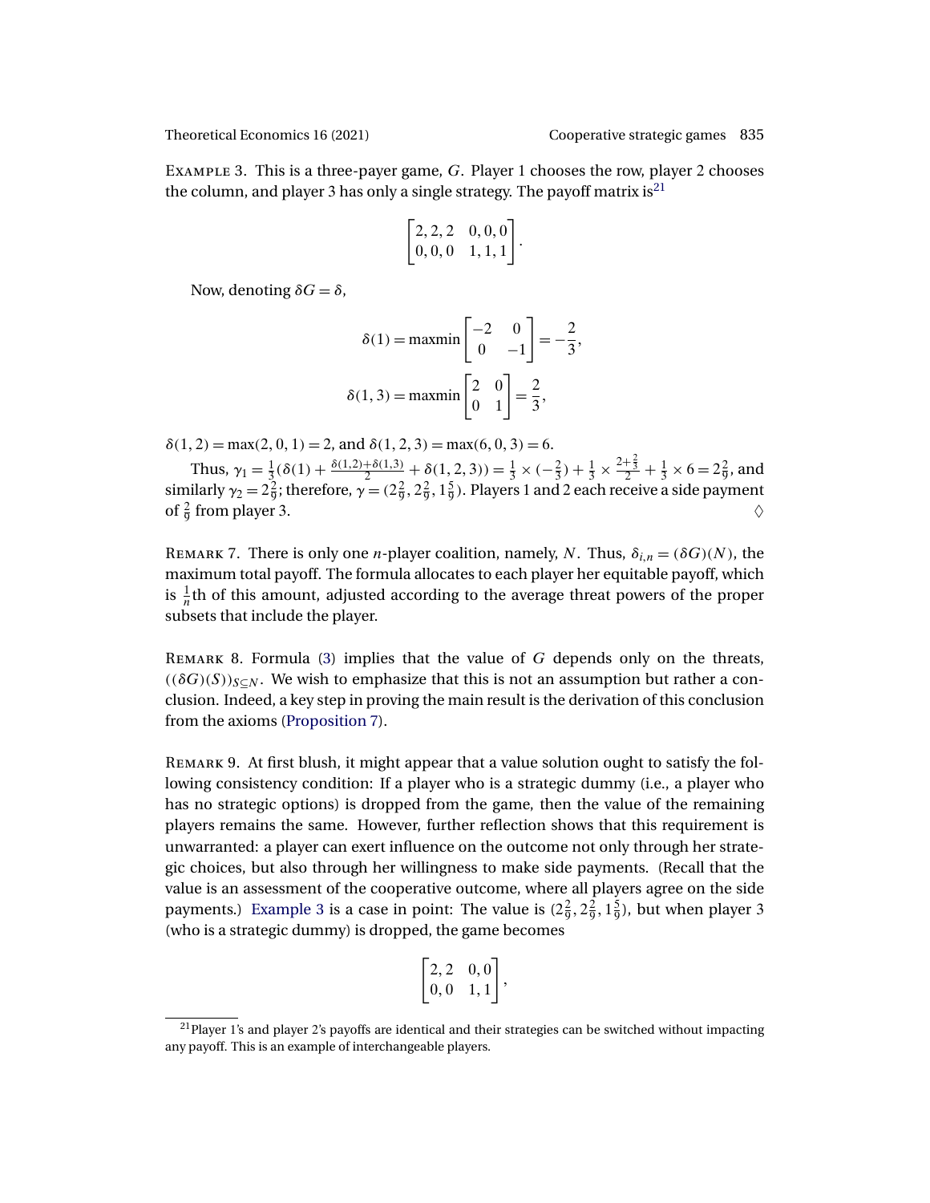Example 3. This is a three-payer game, $G$. Player 1 chooses the row, player 2 chooses the column, and player 3 has only a single strategy. The payoff matrix is[21]

$$\begin{bmatrix} 2,2,2 & 0,0,0 \\ 0,0,0 & 1,1,1 \end{bmatrix}.$$

Now, denoting $\delta G = \delta$,

$$\delta(1) = \text{maxmin} \begin{bmatrix} -2 & 0 \\ 0 & -1 \end{bmatrix} = -\frac{2}{3},$$

$$\delta(1,3) = \text{maxmin} \begin{bmatrix} 2 & 0 \\ 0 & 1 \end{bmatrix} = \frac{2}{3},$$

$\delta(1,2) = \max(2,0,1) = 2$, and $\delta(1,2,3) = \max(6,0,3) = 6$.

Thus, $\gamma_1 = \frac{1}{3}(\delta(1) + \frac{\delta(1,2)+\delta(1,3)}{2} + \delta(1,2,3)) = \frac{1}{3} \times (-\frac{2}{3}) + \frac{1}{3} \times \frac{2+\frac{2}{3}}{2} + \frac{1}{3} \times 6 = 2\frac{2}{9}$, and similarly $\gamma_2 = 2\frac{2}{9}$; therefore, $\gamma = (2\frac{2}{9}, 2\frac{2}{9}, 1\frac{5}{9})$. Players 1 and 2 each receive a side payment of $\frac{2}{9}$ from player 3. ◊

Remark 7. There is only one $n$-player coalition, namely, $N$. Thus, $\delta_{i,n} = (\delta G)(N)$, the maximum total payoff. The formula allocates to each player her equitable payoff, which is $\frac{1}{n}$th of this amount, adjusted according to the average threat powers of the proper subsets that include the player.

Remark 8. Formula (3) implies that the value of $G$ depends only on the threats, $((\delta G)(S))_{S \subseteq N}$. We wish to emphasize that this is not an assumption but rather a conclusion. Indeed, a key step in proving the main result is the derivation of this conclusion from the axioms (Proposition 7).

Remark 9. At first blush, it might appear that a value solution ought to satisfy the following consistency condition: If a player who is a strategic dummy (i.e., a player who has no strategic options) is dropped from the game, then the value of the remaining players remains the same. However, further reflection shows that this requirement is unwarranted: a player can exert influence on the outcome not only through her strategic choices, but also through her willingness to make side payments. (Recall that the value is an assessment of the cooperative outcome, where all players agree on the side payments.) Example 3 is a case in point: The value is $(2\frac{2}{9}, 2\frac{2}{9}, 1\frac{5}{9})$, but when player 3 (who is a strategic dummy) is dropped, the game becomes

$$\begin{bmatrix} 2,2 & 0,0 \\ 0,0 & 1,1 \end{bmatrix},$$

[21] Player 1's and player 2's payoffs are identical and their strategies can be switched without impacting any payoff. This is an example of interchangeable players.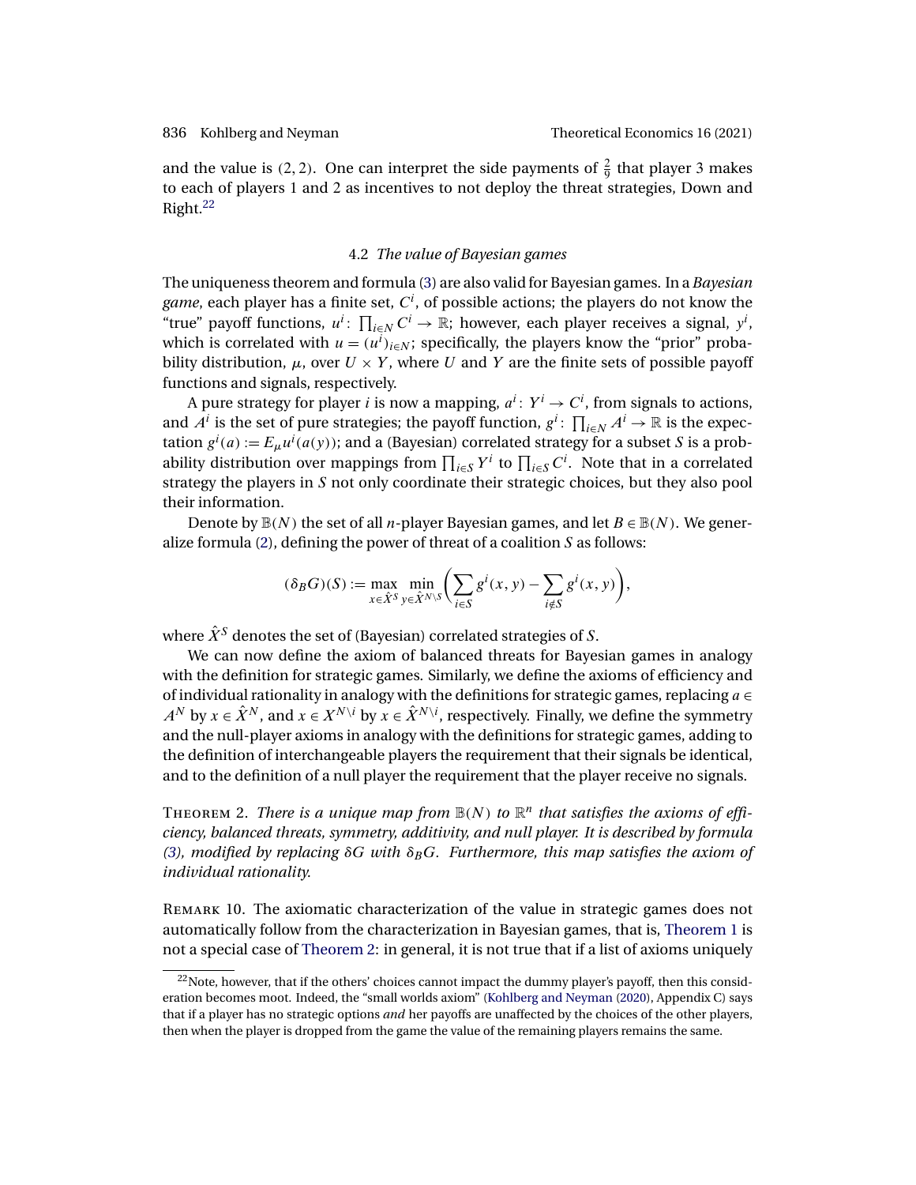and the value is $(2, 2)$. One can interpret the side payments of $\frac{2}{9}$ that player 3 makes to each of players 1 and 2 as incentives to not deploy the threat strategies, Down and Right.[22]

### 4.2 *The value of Bayesian games*

The uniqueness theorem and formula (3) are also valid for Bayesian games. In a *Bayesian game*, each player has a finite set, $C^i$, of possible actions; the players do not know the "true" payoff functions, $u^i \colon \prod_{i \in N} C^i \to \mathbb{R}$; however, each player receives a signal, $y^i$, which is correlated with $u = (u^i)_{i \in N}$; specifically, the players know the "prior" probability distribution, $\mu$, over $U \times Y$, where $U$ and $Y$ are the finite sets of possible payoff functions and signals, respectively.

A pure strategy for player $i$ is now a mapping, $a^i \colon Y^i \to C^i$, from signals to actions, and $A^i$ is the set of pure strategies; the payoff function, $g^i \colon \prod_{i \in N} A^i \to \mathbb{R}$ is the expectation $g^i(a) := E_\mu u^i(a(y))$; and a (Bayesian) correlated strategy for a subset $S$ is a probability distribution over mappings from $\prod_{i \in S} Y^i$ to $\prod_{i \in S} C^i$. Note that in a correlated strategy the players in $S$ not only coordinate their strategic choices, but they also pool their information.

Denote by $\mathbb{B}(N)$ the set of all $n$-player Bayesian games, and let $B \in \mathbb{B}(N)$. We generalize formula (2), defining the power of threat of a coalition $S$ as follows:

$$(\delta_B G)(S) := \max_{x \in \hat{X}^S} \min_{y \in \hat{X}^{N \setminus S}} \left( \sum_{i \in S} g^i(x, y) - \sum_{i \notin S} g^i(x, y) \right),$$

where $\hat{X}^S$ denotes the set of (Bayesian) correlated strategies of $S$.

We can now define the axiom of balanced threats for Bayesian games in analogy with the definition for strategic games. Similarly, we define the axioms of efficiency and of individual rationality in analogy with the definitions for strategic games, replacing $a \in A^N$ by $x \in \hat{X}^N$, and $x \in X^{N \setminus i}$ by $x \in \hat{X}^{N \setminus i}$, respectively. Finally, we define the symmetry and the null-player axioms in analogy with the definitions for strategic games, adding to the definition of interchangeable players the requirement that their signals be identical, and to the definition of a null player the requirement that the player receive no signals.

Theorem 2. *There is a unique map from $\mathbb{B}(N)$ to $\mathbb{R}^n$ that satisfies the axioms of efficiency, balanced threats, symmetry, additivity, and null player. It is described by formula (3), modified by replacing $\delta G$ with $\delta_B G$. Furthermore, this map satisfies the axiom of individual rationality.*

Remark 10. The axiomatic characterization of the value in strategic games does not automatically follow from the characterization in Bayesian games, that is, Theorem 1 is not a special case of Theorem 2: in general, it is not true that if a list of axioms uniquely

[22] Note, however, that if the others' choices cannot impact the dummy player's payoff, then this consideration becomes moot. Indeed, the "small worlds axiom" (Kohlberg and Neyman (2020), Appendix C) says that if a player has no strategic options *and* her payoffs are unaffected by the choices of the other players, then when the player is dropped from the game the value of the remaining players remains the same.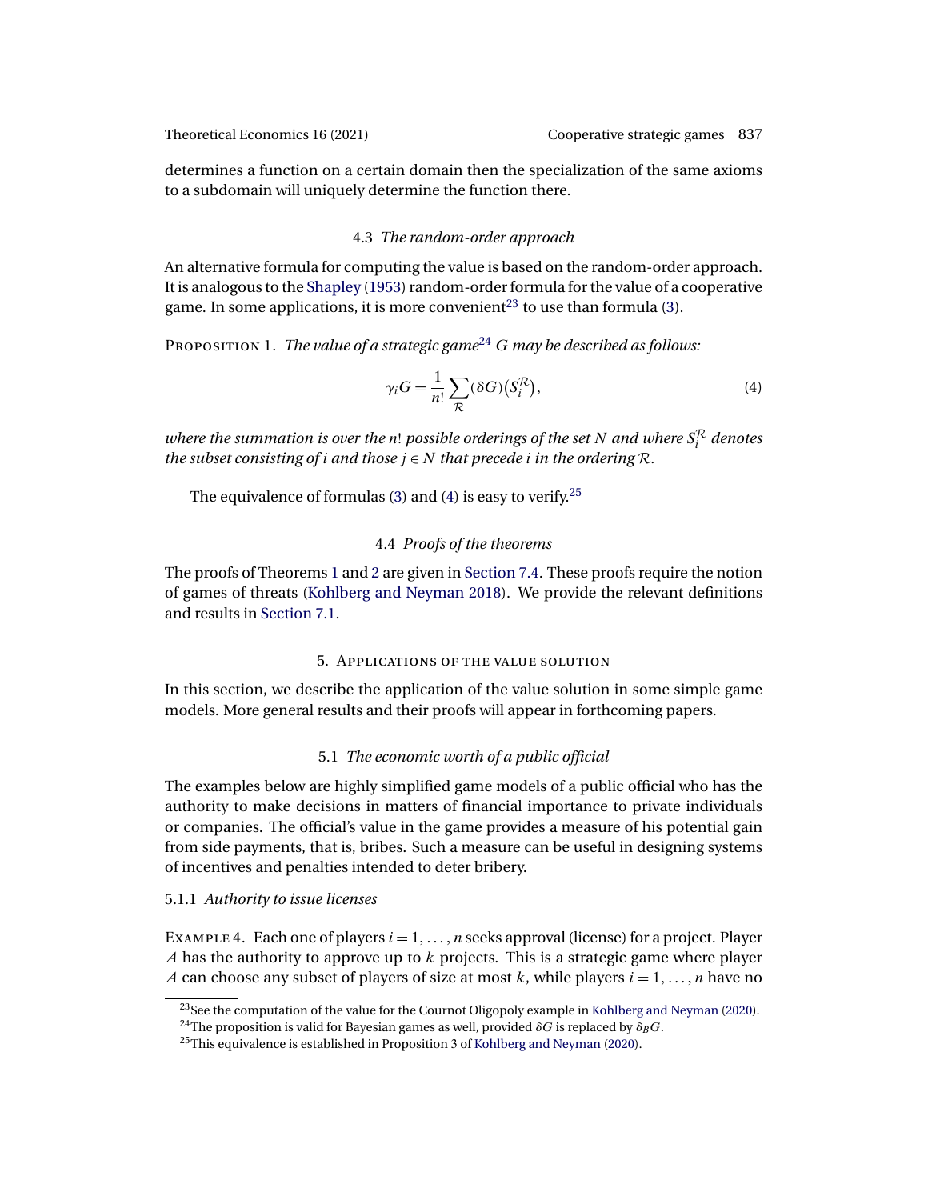determines a function on a certain domain then the specialization of the same axioms to a subdomain will uniquely determine the function there.

### 4.3 *The random-order approach*

An alternative formula for computing the value is based on the random-order approach. It is analogous to the Shapley (1953) random-order formula for the value of a cooperative game. In some applications, it is more convenient[23] to use than formula (3).

Proposition 1. *The value of a strategic game*[24] $G$ *may be described as follows:*

$$\gamma_i G = \frac{1}{n!} \sum_{\mathcal{R}} (\delta G)\big(S_i^{\mathcal{R}}\big), \tag{4}$$

*where the summation is over the* $n!$ *possible orderings of the set* $N$ *and where* $S_i^{\mathcal{R}}$ *denotes the subset consisting of* $i$ *and those* $j \in N$ *that precede* $i$ *in the ordering* $\mathcal{R}$.

The equivalence of formulas (3) and (4) is easy to verify.[25]

### 4.4 *Proofs of the theorems*

The proofs of Theorems 1 and 2 are given in Section 7.4. These proofs require the notion of games of threats (Kohlberg and Neyman 2018). We provide the relevant definitions and results in Section 7.1.

## 5. Applications of the value solution

In this section, we describe the application of the value solution in some simple game models. More general results and their proofs will appear in forthcoming papers.

### 5.1 *The economic worth of a public official*

The examples below are highly simplified game models of a public official who has the authority to make decisions in matters of financial importance to private individuals or companies. The official's value in the game provides a measure of his potential gain from side payments, that is, bribes. Such a measure can be useful in designing systems of incentives and penalties intended to deter bribery.

#### 5.1.1 *Authority to issue licenses*

Example 4. Each one of players $i = 1, \dots, n$ seeks approval (license) for a project. Player $A$ has the authority to approve up to $k$ projects. This is a strategic game where player $A$ can choose any subset of players of size at most $k$, while players $i = 1, \dots, n$ have no

[23] See the computation of the value for the Cournot Oligopoly example in Kohlberg and Neyman (2020).

[24] The proposition is valid for Bayesian games as well, provided $\delta G$ is replaced by $\delta_B G$.

[25] This equivalence is established in Proposition 3 of Kohlberg and Neyman (2020).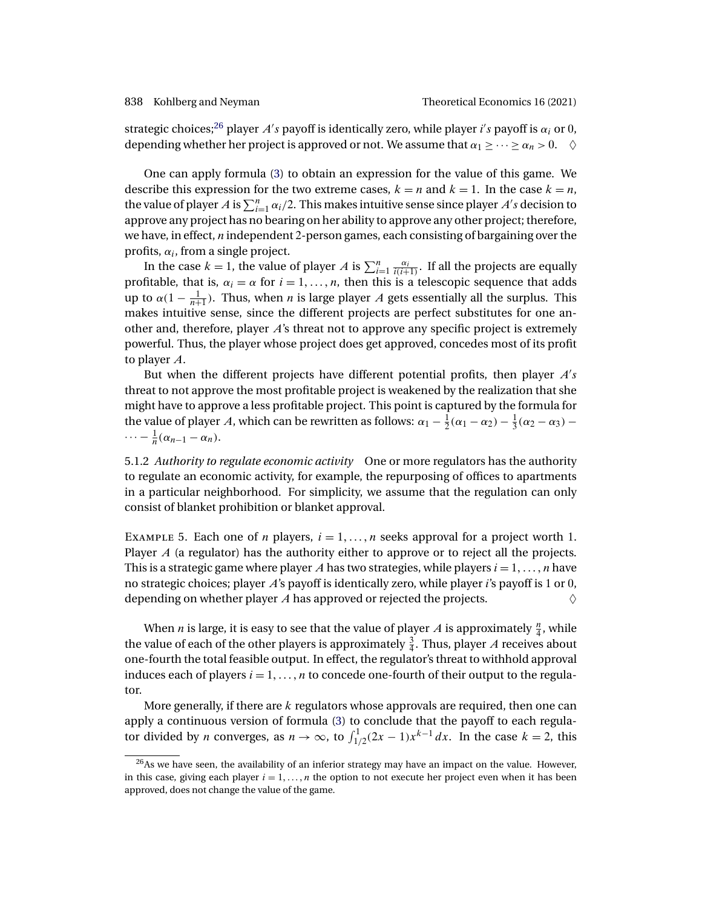strategic choices;[26] player $A's$ payoff is identically zero, while player $i's$ payoff is $\alpha_i$ or 0, depending whether her project is approved or not. We assume that $\alpha_1 \geq \cdots \geq \alpha_n > 0$. $\diamondsuit$

One can apply formula (3) to obtain an expression for the value of this game. We describe this expression for the two extreme cases, $k = n$ and $k = 1$. In the case $k = n$, the value of player $A$ is $\sum_{i=1}^{n} \alpha_i/2$. This makes intuitive sense since player $A's$ decision to approve any project has no bearing on her ability to approve any other project; therefore, we have, in effect, $n$ independent 2-person games, each consisting of bargaining over the profits, $\alpha_i$, from a single project.

In the case $k = 1$, the value of player $A$ is $\sum_{i=1}^{n} \frac{\alpha_i}{i(i+1)}$. If all the projects are equally profitable, that is, $\alpha_i = \alpha$ for $i = 1, \ldots, n$, then this is a telescopic sequence that adds up to $\alpha(1 - \frac{1}{n+1})$. Thus, when $n$ is large player $A$ gets essentially all the surplus. This makes intuitive sense, since the different projects are perfect substitutes for one another and, therefore, player $A$'s threat not to approve any specific project is extremely powerful. Thus, the player whose project does get approved, concedes most of its profit to player $A$.

But when the different projects have different potential profits, then player $A's$ threat to not approve the most profitable project is weakened by the realization that she might have to approve a less profitable project. This point is captured by the formula for the value of player $A$, which can be rewritten as follows: $\alpha_1 - \frac{1}{2}(\alpha_1 - \alpha_2) - \frac{1}{3}(\alpha_2 - \alpha_3) - \cdots - \frac{1}{n}(\alpha_{n-1} - \alpha_n)$.

5.1.2 *Authority to regulate economic activity* One or more regulators has the authority to regulate an economic activity, for example, the repurposing of offices to apartments in a particular neighborhood. For simplicity, we assume that the regulation can only consist of blanket prohibition or blanket approval.

Example 5. Each one of $n$ players, $i = 1, \ldots, n$ seeks approval for a project worth 1. Player $A$ (a regulator) has the authority either to approve or to reject all the projects. This is a strategic game where player $A$ has two strategies, while players $i = 1, \ldots, n$ have no strategic choices; player $A$'s payoff is identically zero, while player $i$'s payoff is 1 or 0, depending on whether player $A$ has approved or rejected the projects. $\diamondsuit$

When $n$ is large, it is easy to see that the value of player $A$ is approximately $\frac{n}{4}$, while the value of each of the other players is approximately $\frac{3}{4}$. Thus, player $A$ receives about one-fourth the total feasible output. In effect, the regulator's threat to withhold approval induces each of players $i = 1, \ldots, n$ to concede one-fourth of their output to the regulator.

More generally, if there are $k$ regulators whose approvals are required, then one can apply a continuous version of formula (3) to conclude that the payoff to each regulator divided by $n$ converges, as $n \to \infty$, to $\int_{1/2}^{1} (2x - 1)x^{k-1}\, dx$. In the case $k = 2$, this

[26] As we have seen, the availability of an inferior strategy may have an impact on the value. However, in this case, giving each player $i = 1, \ldots, n$ the option to not execute her project even when it has been approved, does not change the value of the game.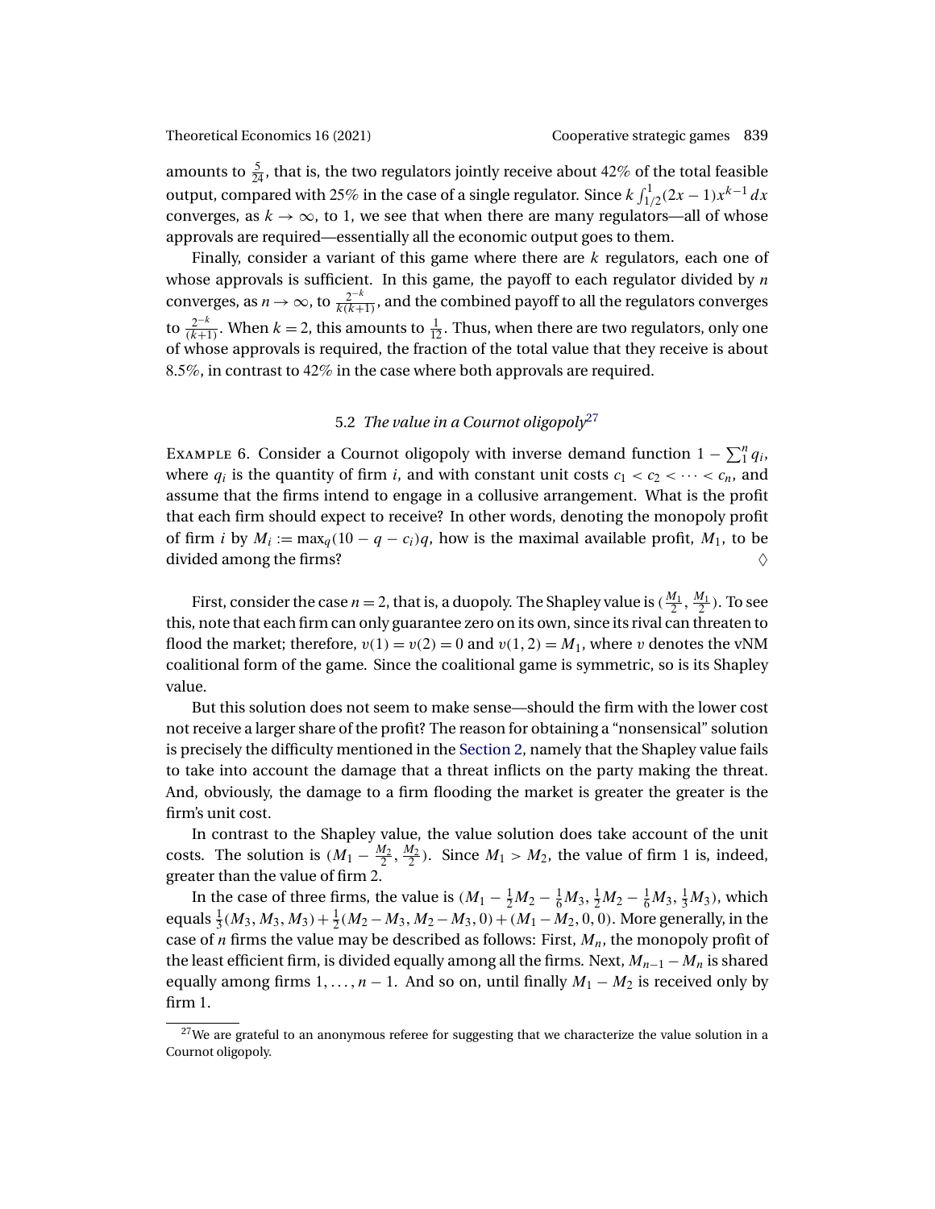amounts to $\frac{5}{24}$, that is, the two regulators jointly receive about 42% of the total feasible output, compared with 25% in the case of a single regulator. Since $k\int_{1/2}^{1}(2x-1)x^{k-1}\,dx$ converges, as $k\to\infty$, to 1, we see that when there are many regulators—all of whose approvals are required—essentially all the economic output goes to them.

Finally, consider a variant of this game where there are $k$ regulators, each one of whose approvals is sufficient. In this game, the payoff to each regulator divided by $n$ converges, as $n\to\infty$, to $\frac{2^{-k}}{k(k+1)}$, and the combined payoff to all the regulators converges to $\frac{2^{-k}}{(k+1)}$. When $k=2$, this amounts to $\frac{1}{12}$. Thus, when there are two regulators, only one of whose approvals is required, the fraction of the total value that they receive is about 8.5%, in contrast to 42% in the case where both approvals are required.

### 5.2 *The value in a Cournot oligopoly*[27]

Example 6. Consider a Cournot oligopoly with inverse demand function $1-\sum_1^n q_i$, where $q_i$ is the quantity of firm $i$, and with constant unit costs $c_1<c_2<\cdots<c_n$, and assume that the firms intend to engage in a collusive arrangement. What is the profit that each firm should expect to receive? In other words, denoting the monopoly profit of firm $i$ by $M_i := \max_q(10-q-c_i)q$, how is the maximal available profit, $M_1$, to be divided among the firms? ◊

First, consider the case $n=2$, that is, a duopoly. The Shapley value is $(\frac{M_1}{2},\frac{M_1}{2})$. To see this, note that each firm can only guarantee zero on its own, since its rival can threaten to flood the market; therefore, $v(1)=v(2)=0$ and $v(1,2)=M_1$, where $v$ denotes the vNM coalitional form of the game. Since the coalitional game is symmetric, so is its Shapley value.

But this solution does not seem to make sense—should the firm with the lower cost not receive a larger share of the profit? The reason for obtaining a "nonsensical" solution is precisely the difficulty mentioned in the Section 2, namely that the Shapley value fails to take into account the damage that a threat inflicts on the party making the threat. And, obviously, the damage to a firm flooding the market is greater the greater is the firm's unit cost.

In contrast to the Shapley value, the value solution does take account of the unit costs. The solution is $(M_1-\frac{M_2}{2},\frac{M_2}{2})$. Since $M_1>M_2$, the value of firm 1 is, indeed, greater than the value of firm 2.

In the case of three firms, the value is $(M_1-\frac{1}{2}M_2-\frac{1}{6}M_3,\frac{1}{2}M_2-\frac{1}{6}M_3,\frac{1}{3}M_3)$, which equals $\frac{1}{3}(M_3,M_3,M_3)+\frac{1}{2}(M_2-M_3,M_2-M_3,0)+(M_1-M_2,0,0)$. More generally, in the case of $n$ firms the value may be described as follows: First, $M_n$, the monopoly profit of the least efficient firm, is divided equally among all the firms. Next, $M_{n-1}-M_n$ is shared equally among firms $1,\ldots,n-1$. And so on, until finally $M_1-M_2$ is received only by firm 1.

[27] We are grateful to an anonymous referee for suggesting that we characterize the value solution in a Cournot oligopoly.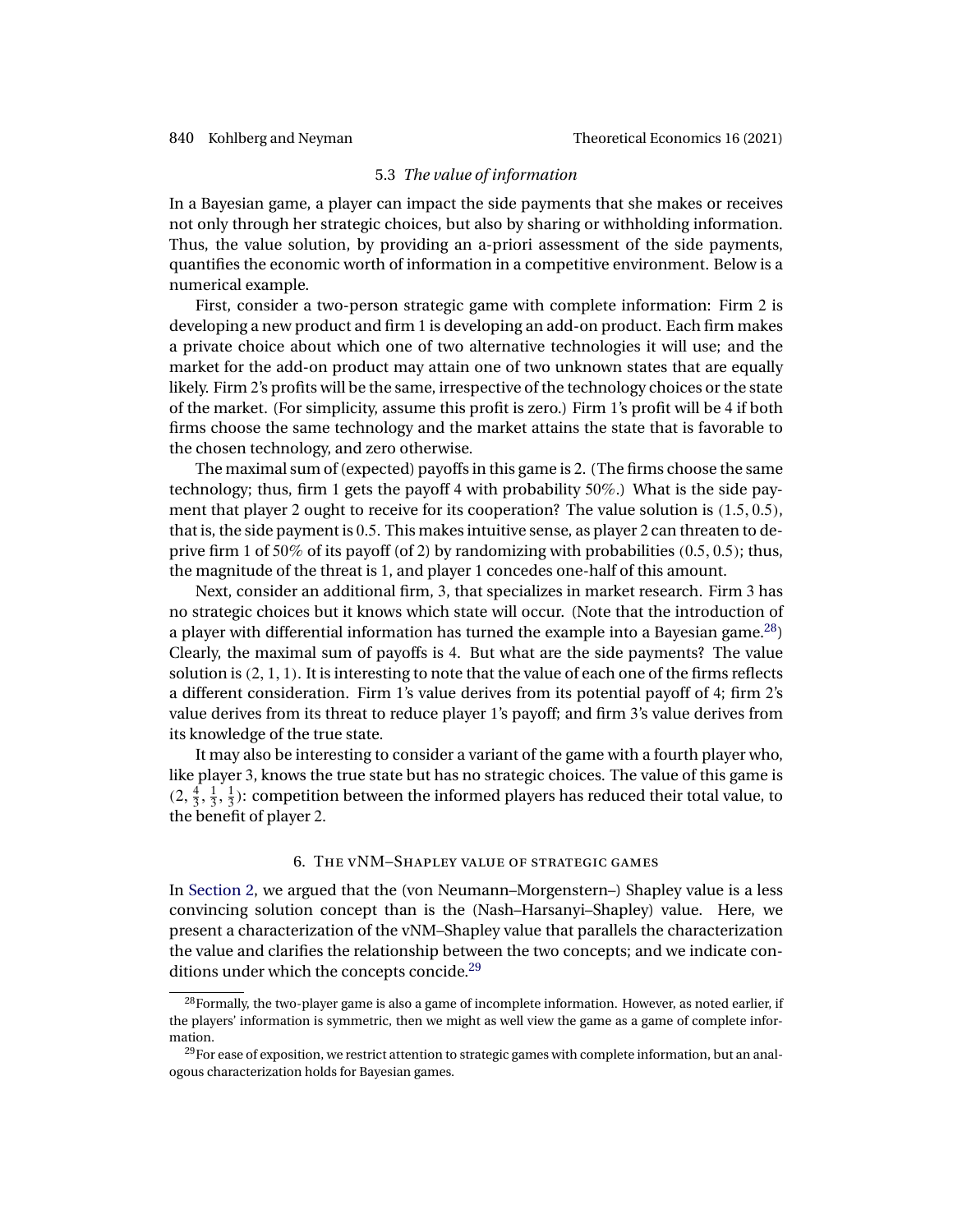### 5.3 *The value of information*

In a Bayesian game, a player can impact the side payments that she makes or receives not only through her strategic choices, but also by sharing or withholding information. Thus, the value solution, by providing an a-priori assessment of the side payments, quantifies the economic worth of information in a competitive environment. Below is a numerical example.

First, consider a two-person strategic game with complete information: Firm 2 is developing a new product and firm 1 is developing an add-on product. Each firm makes a private choice about which one of two alternative technologies it will use; and the market for the add-on product may attain one of two unknown states that are equally likely. Firm 2's profits will be the same, irrespective of the technology choices or the state of the market. (For simplicity, assume this profit is zero.) Firm 1's profit will be 4 if both firms choose the same technology and the market attains the state that is favorable to the chosen technology, and zero otherwise.

The maximal sum of (expected) payoffs in this game is 2. (The firms choose the same technology; thus, firm 1 gets the payoff 4 with probability 50%.) What is the side payment that player 2 ought to receive for its cooperation? The value solution is $(1.5, 0.5)$, that is, the side payment is 0.5. This makes intuitive sense, as player 2 can threaten to deprive firm 1 of 50% of its payoff (of 2) by randomizing with probabilities $(0.5, 0.5)$; thus, the magnitude of the threat is 1, and player 1 concedes one-half of this amount.

Next, consider an additional firm, 3, that specializes in market research. Firm 3 has no strategic choices but it knows which state will occur. (Note that the introduction of a player with differential information has turned the example into a Bayesian game.[28]) Clearly, the maximal sum of payoffs is 4. But what are the side payments? The value solution is $(2, 1, 1)$. It is interesting to note that the value of each one of the firms reflects a different consideration. Firm 1's value derives from its potential payoff of 4; firm 2's value derives from its threat to reduce player 1's payoff; and firm 3's value derives from its knowledge of the true state.

It may also be interesting to consider a variant of the game with a fourth player who, like player 3, knows the true state but has no strategic choices. The value of this game is $(2, \frac{4}{3}, \frac{1}{3}, \frac{1}{3})$: competition between the informed players has reduced their total value, to the benefit of player 2.

## 6. The vNM–Shapley value of strategic games

In Section 2, we argued that the (von Neumann–Morgenstern–) Shapley value is a less convincing solution concept than is the (Nash–Harsanyi–Shapley) value. Here, we present a characterization of the vNM–Shapley value that parallels the characterization the value and clarifies the relationship between the two concepts; and we indicate conditions under which the concepts concide.[29]

---

[28] Formally, the two-player game is also a game of incomplete information. However, as noted earlier, if the players' information is symmetric, then we might as well view the game as a game of complete information.

[29] For ease of exposition, we restrict attention to strategic games with complete information, but an analogous characterization holds for Bayesian games.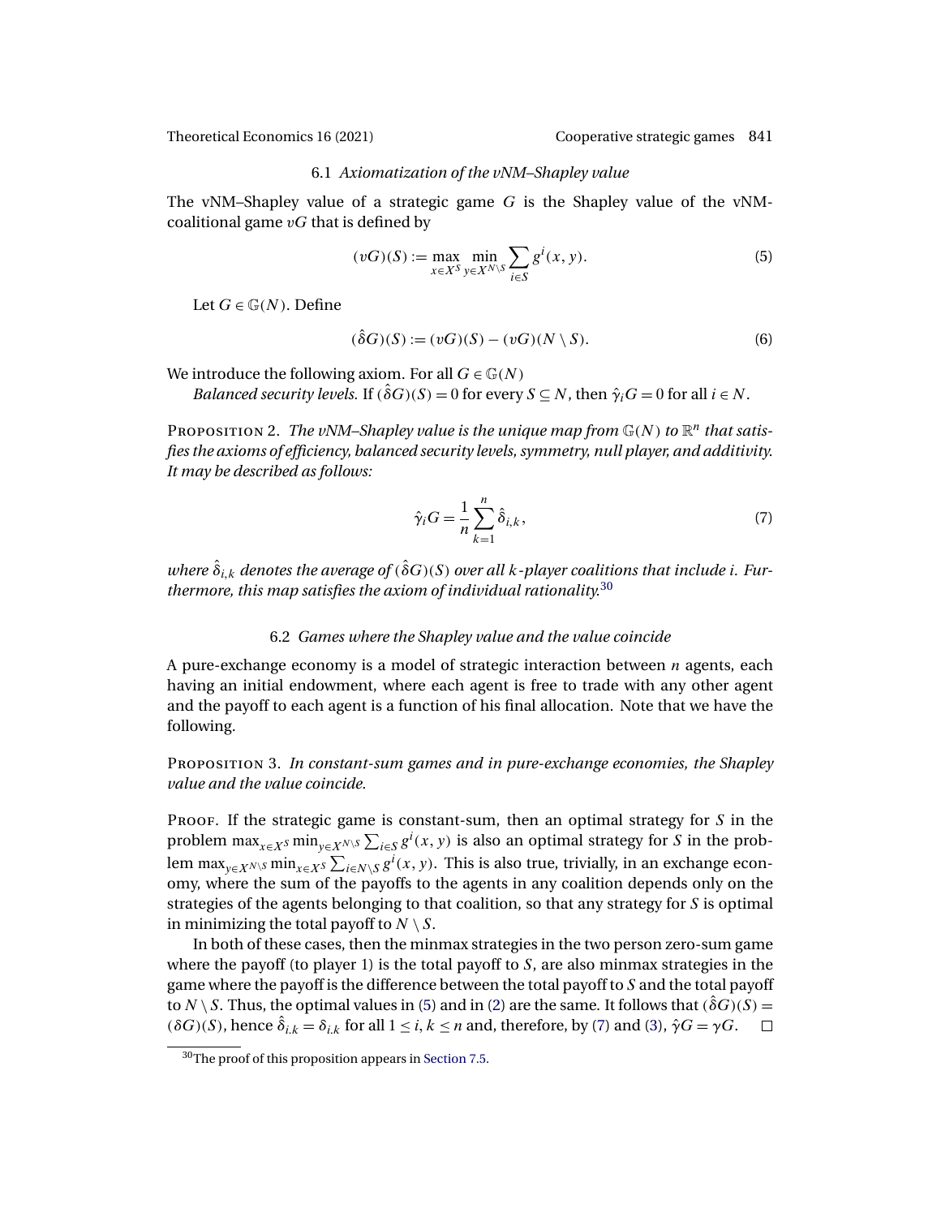### 6.1 *Axiomatization of the vNM–Shapley value*

The vNM–Shapley value of a strategic game $G$ is the Shapley value of the vNM-coalitional game $vG$ that is defined by

$$(vG)(S) := \max_{x \in X^S} \min_{y \in X^{N \setminus S}} \sum_{i \in S} g^i(x, y). \tag{5}$$

Let $G \in \mathbb{G}(N)$. Define

$$(\hat{\delta}G)(S) := (vG)(S) - (vG)(N \setminus S). \tag{6}$$

We introduce the following axiom. For all $G \in \mathbb{G}(N)$

*Balanced security levels.* If $(\hat{\delta}G)(S) = 0$ for every $S \subseteq N$, then $\hat{\gamma}_i G = 0$ for all $i \in N$.

Proposition 2. *The vNM–Shapley value is the unique map from $\mathbb{G}(N)$ to $\mathbb{R}^n$ that satisfies the axioms of efficiency, balanced security levels, symmetry, null player, and additivity. It may be described as follows:*

$$\hat{\gamma}_i G = \frac{1}{n} \sum_{k=1}^{n} \hat{\delta}_{i,k}, \tag{7}$$

*where $\hat{\delta}_{i,k}$ denotes the average of $(\hat{\delta}G)(S)$ over all $k$-player coalitions that include $i$. Furthermore, this map satisfies the axiom of individual rationality.*[30]

### 6.2 *Games where the Shapley value and the value coincide*

A pure-exchange economy is a model of strategic interaction between $n$ agents, each having an initial endowment, where each agent is free to trade with any other agent and the payoff to each agent is a function of his final allocation. Note that we have the following.

Proposition 3. *In constant-sum games and in pure-exchange economies, the Shapley value and the value coincide.*

Proof. If the strategic game is constant-sum, then an optimal strategy for $S$ in the problem $\max_{x \in X^S} \min_{y \in X^{N \setminus S}} \sum_{i \in S} g^i(x, y)$ is also an optimal strategy for $S$ in the problem $\max_{y \in X^{N \setminus S}} \min_{x \in X^S} \sum_{i \in N \setminus S} g^i(x, y)$. This is also true, trivially, in an exchange economy, where the sum of the payoffs to the agents in any coalition depends only on the strategies of the agents belonging to that coalition, so that any strategy for $S$ is optimal in minimizing the total payoff to $N \setminus S$.

In both of these cases, then the minmax strategies in the two person zero-sum game where the payoff (to player 1) is the total payoff to $S$, are also minmax strategies in the game where the payoff is the difference between the total payoff to $S$ and the total payoff to $N \setminus S$. Thus, the optimal values in (5) and in (2) are the same. It follows that $(\hat{\delta}G)(S) = (\delta G)(S)$, hence $\hat{\delta}_{i,k} = \delta_{i,k}$ for all $1 \le i, k \le n$ and, therefore, by (7) and (3), $\hat{\gamma}G = \gamma G$. $\square$

[30] The proof of this proposition appears in Section 7.5.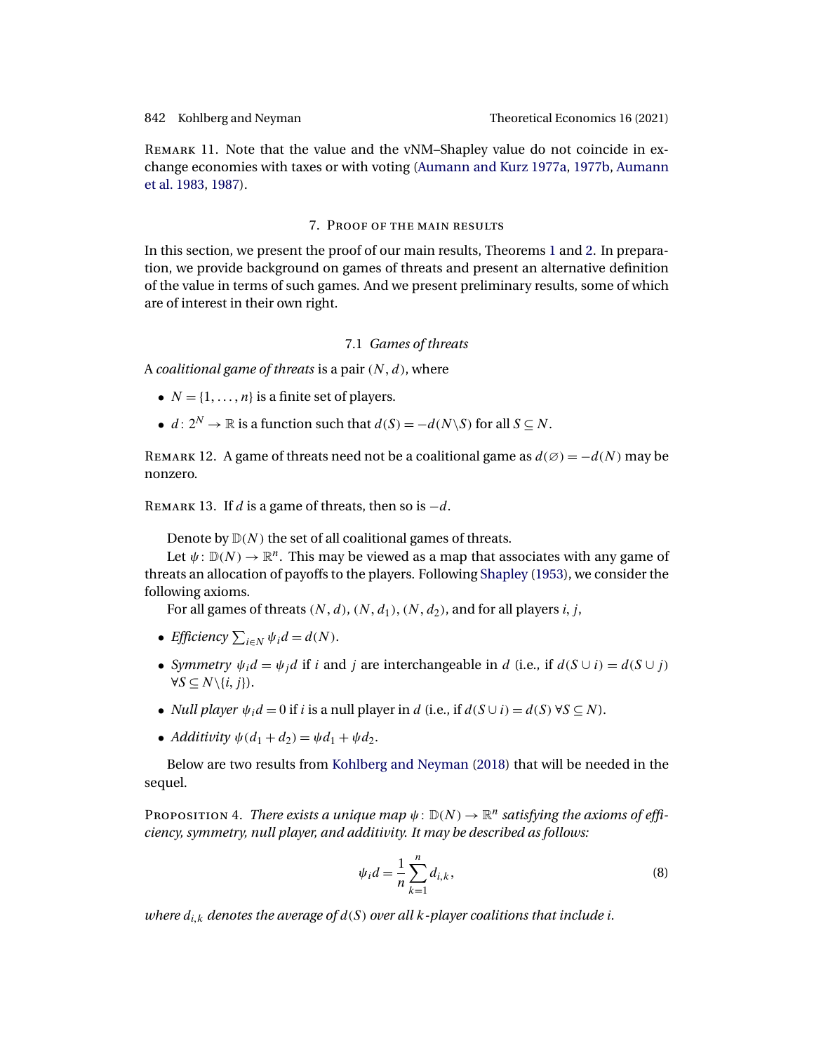Remark 11. Note that the value and the vNM–Shapley value do not coincide in exchange economies with taxes or with voting (Aumann and Kurz 1977a, 1977b, Aumann et al. 1983, 1987).

## 7. Proof of the main results

In this section, we present the proof of our main results, Theorems 1 and 2. In preparation, we provide background on games of threats and present an alternative definition of the value in terms of such games. And we present preliminary results, some of which are of interest in their own right.

### 7.1 *Games of threats*

A *coalitional game of threats* is a pair $(N, d)$, where

- $N = \{1, \dots, n\}$ is a finite set of players.
- $d \colon 2^N \to \mathbb{R}$ is a function such that $d(S) = -d(N \setminus S)$ for all $S \subseteq N$.

Remark 12. A game of threats need not be a coalitional game as $d(\varnothing) = -d(N)$ may be nonzero.

Remark 13. If $d$ is a game of threats, then so is $-d$.

Denote by $\mathbb{D}(N)$ the set of all coalitional games of threats.

Let $\psi \colon \mathbb{D}(N) \to \mathbb{R}^n$. This may be viewed as a map that associates with any game of threats an allocation of payoffs to the players. Following Shapley (1953), we consider the following axioms.

For all games of threats $(N, d)$, $(N, d_1)$, $(N, d_2)$, and for all players $i, j$,

- *Efficiency* $\sum_{i \in N} \psi_i d = d(N)$.
- *Symmetry* $\psi_i d = \psi_j d$ if $i$ and $j$ are interchangeable in $d$ (i.e., if $d(S \cup i) = d(S \cup j)$ $\forall S \subseteq N \setminus \{i, j\}$).
- *Null player* $\psi_i d = 0$ if $i$ is a null player in $d$ (i.e., if $d(S \cup i) = d(S)$ $\forall S \subseteq N$).
- *Additivity* $\psi(d_1 + d_2) = \psi d_1 + \psi d_2$.

Below are two results from Kohlberg and Neyman (2018) that will be needed in the sequel.

Proposition 4. *There exists a unique map $\psi \colon \mathbb{D}(N) \to \mathbb{R}^n$ satisfying the axioms of efficiency, symmetry, null player, and additivity. It may be described as follows:*

$$\psi_i d = \frac{1}{n} \sum_{k=1}^{n} d_{i,k}, \tag{8}$$

*where $d_{i,k}$ denotes the average of $d(S)$ over all $k$-player coalitions that include $i$.*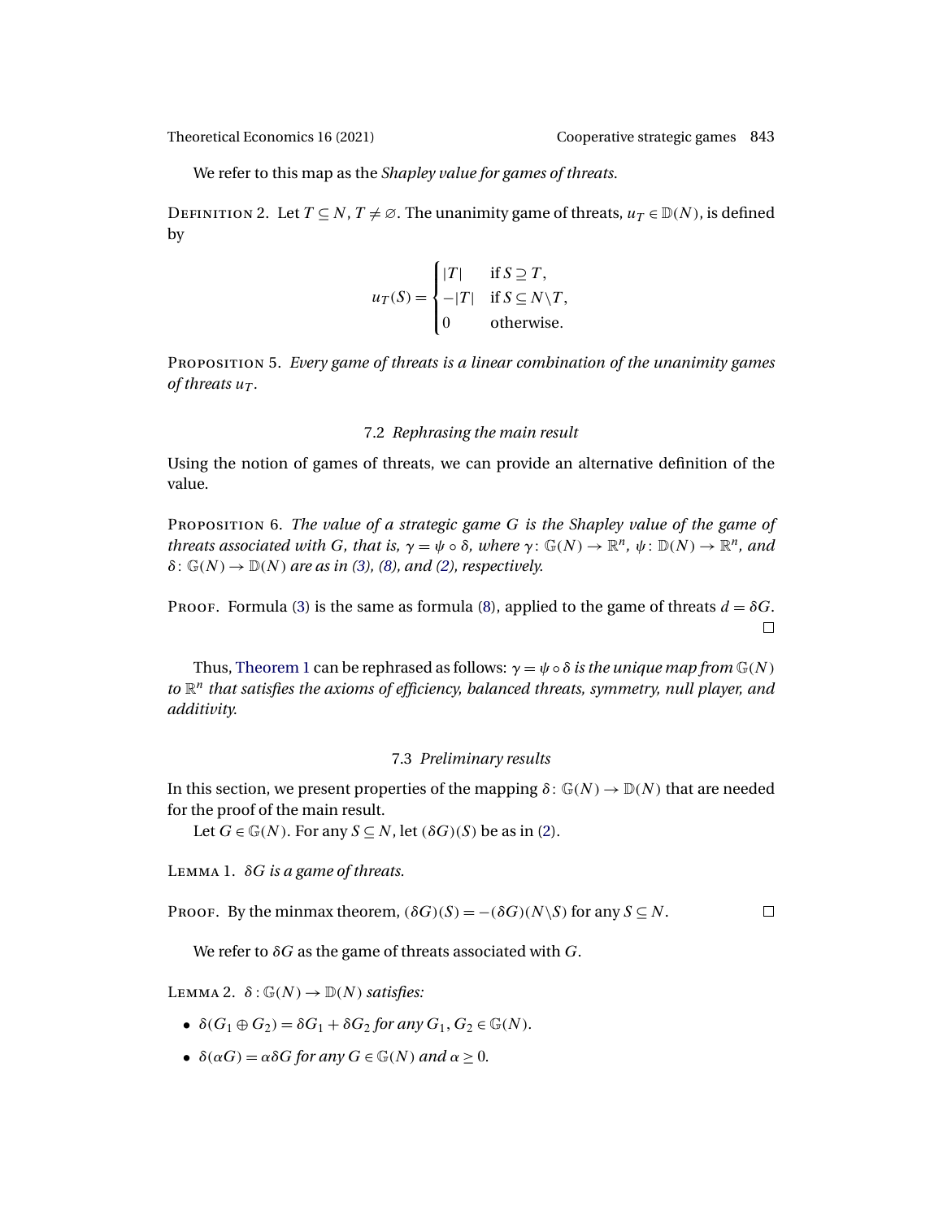We refer to this map as the *Shapley value for games of threats*.

Definition 2. Let $T \subseteq N$, $T \neq \varnothing$. The unanimity game of threats, $u_T \in \mathbb{D}(N)$, is defined by

$$u_T(S) = \begin{cases} |T| & \text{if } S \supseteq T, \\ -|T| & \text{if } S \subseteq N \backslash T, \\ 0 & \text{otherwise.} \end{cases}$$

Proposition 5. *Every game of threats is a linear combination of the unanimity games of threats $u_T$.*

### 7.2 *Rephrasing the main result*

Using the notion of games of threats, we can provide an alternative definition of the value.

Proposition 6. *The value of a strategic game $G$ is the Shapley value of the game of threats associated with $G$, that is, $\gamma = \psi \circ \delta$, where $\gamma \colon \mathbb{G}(N) \to \mathbb{R}^n$, $\psi \colon \mathbb{D}(N) \to \mathbb{R}^n$, and $\delta \colon \mathbb{G}(N) \to \mathbb{D}(N)$ are as in (3), (8), and (2), respectively.*

Proof. Formula (3) is the same as formula (8), applied to the game of threats $d = \delta G$. □

Thus, Theorem 1 can be rephrased as follows: *$\gamma = \psi \circ \delta$ is the unique map from $\mathbb{G}(N)$ to $\mathbb{R}^n$ that satisfies the axioms of efficiency, balanced threats, symmetry, null player, and additivity.*

### 7.3 *Preliminary results*

In this section, we present properties of the mapping $\delta \colon \mathbb{G}(N) \to \mathbb{D}(N)$ that are needed for the proof of the main result.

Let $G \in \mathbb{G}(N)$. For any $S \subseteq N$, let $(\delta G)(S)$ be as in (2).

Lemma 1. *$\delta G$ is a game of threats.*

Proof. By the minmax theorem, $(\delta G)(S) = -(\delta G)(N \backslash S)$ for any $S \subseteq N$. □

We refer to $\delta G$ as the game of threats associated with $G$.

Lemma 2. *$\delta \colon \mathbb{G}(N) \to \mathbb{D}(N)$ satisfies:*

- *$\delta(G_1 \oplus G_2) = \delta G_1 + \delta G_2$ for any $G_1, G_2 \in \mathbb{G}(N)$.*
- *$\delta(\alpha G) = \alpha \delta G$ for any $G \in \mathbb{G}(N)$ and $\alpha \geq 0$.*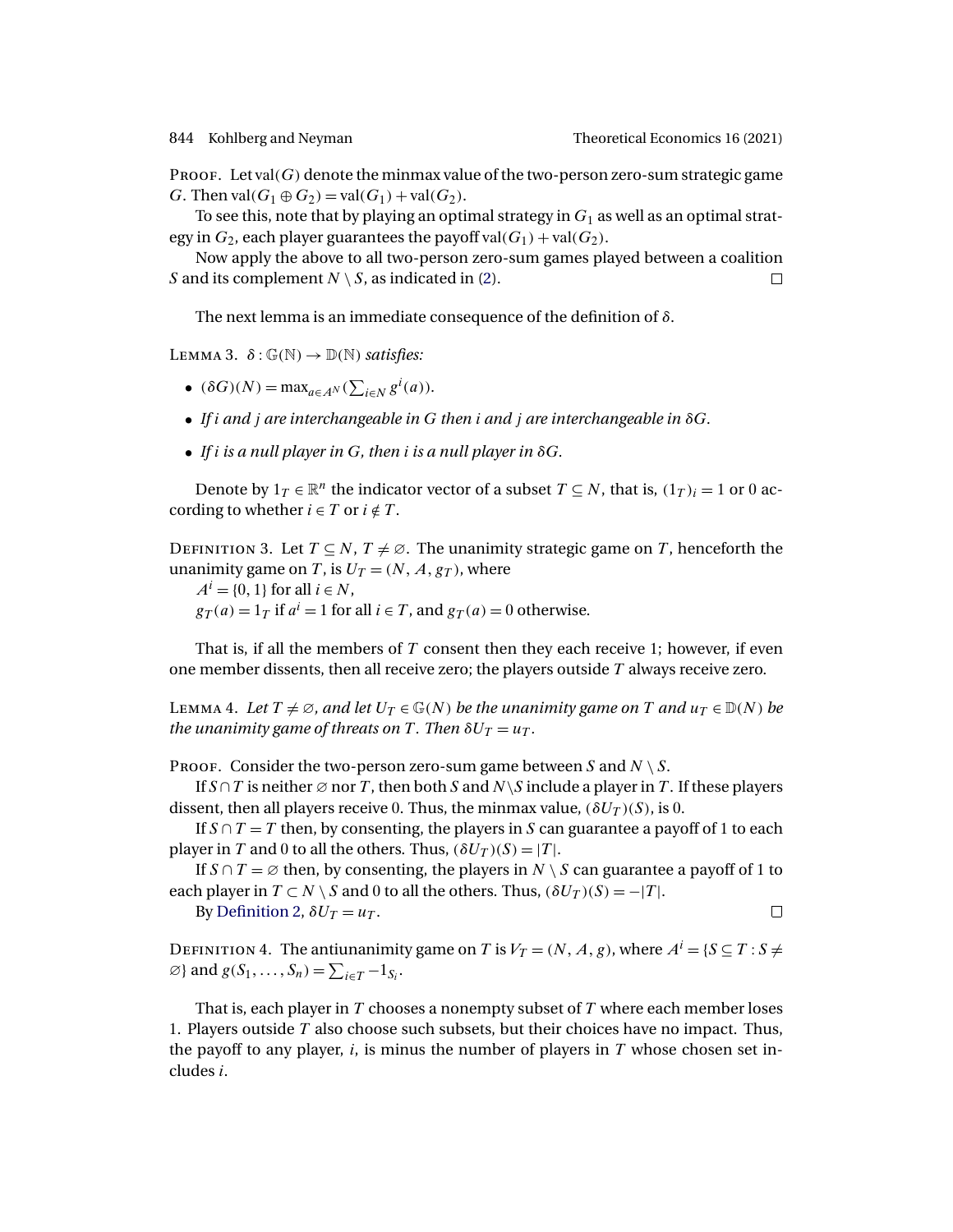Proof. Let $\text{val}(G)$ denote the minmax value of the two-person zero-sum strategic game $G$. Then $\text{val}(G_1 \oplus G_2) = \text{val}(G_1) + \text{val}(G_2)$.

To see this, note that by playing an optimal strategy in $G_1$ as well as an optimal strategy in $G_2$, each player guarantees the payoff $\text{val}(G_1) + \text{val}(G_2)$.

Now apply the above to all two-person zero-sum games played between a coalition $S$ and its complement $N \setminus S$, as indicated in (2). □

The next lemma is an immediate consequence of the definition of $\delta$.

Lemma 3. *$\delta : \mathbb{G}(\mathbb{N}) \to \mathbb{D}(\mathbb{N})$ satisfies:*

- $(\delta G)(N) = \max_{a \in A^N}(\sum_{i \in N} g^i(a))$.
- *If $i$ and $j$ are interchangeable in $G$ then $i$ and $j$ are interchangeable in $\delta G$.*
- *If $i$ is a null player in $G$, then $i$ is a null player in $\delta G$.*

Denote by $1_T \in \mathbb{R}^n$ the indicator vector of a subset $T \subseteq N$, that is, $(1_T)_i = 1$ or 0 according to whether $i \in T$ or $i \notin T$.

Definition 3. Let $T \subseteq N$, $T \neq \varnothing$. The unanimity strategic game on $T$, henceforth the unanimity game on $T$, is $U_T = (N, A, g_T)$, where
$A^i = \{0, 1\}$ for all $i \in N$,
$g_T(a) = 1_T$ if $a^i = 1$ for all $i \in T$, and $g_T(a) = 0$ otherwise.

That is, if all the members of $T$ consent then they each receive 1; however, if even one member dissents, then all receive zero; the players outside $T$ always receive zero.

Lemma 4. *Let $T \neq \varnothing$, and let $U_T \in \mathbb{G}(N)$ be the unanimity game on $T$ and $u_T \in \mathbb{D}(N)$ be the unanimity game of threats on $T$. Then $\delta U_T = u_T$.*

Proof. Consider the two-person zero-sum game between $S$ and $N \setminus S$.

If $S \cap T$ is neither $\varnothing$ nor $T$, then both $S$ and $N \setminus S$ include a player in $T$. If these players dissent, then all players receive 0. Thus, the minmax value, $(\delta U_T)(S)$, is 0.

If $S \cap T = T$ then, by consenting, the players in $S$ can guarantee a payoff of 1 to each player in $T$ and 0 to all the others. Thus, $(\delta U_T)(S) = |T|$.

If $S \cap T = \varnothing$ then, by consenting, the players in $N \setminus S$ can guarantee a payoff of 1 to each player in $T \subset N \setminus S$ and 0 to all the others. Thus, $(\delta U_T)(S) = -|T|$.

By Definition 2, $\delta U_T = u_T$. □

Definition 4. The antiunanimity game on $T$ is $V_T = (N, A, g)$, where $A^i = \{S \subseteq T : S \neq \varnothing\}$ and $g(S_1, \ldots, S_n) = \sum_{i \in T} -1_{S_i}$.

That is, each player in $T$ chooses a nonempty subset of $T$ where each member loses 1. Players outside $T$ also choose such subsets, but their choices have no impact. Thus, the payoff to any player, $i$, is minus the number of players in $T$ whose chosen set includes $i$.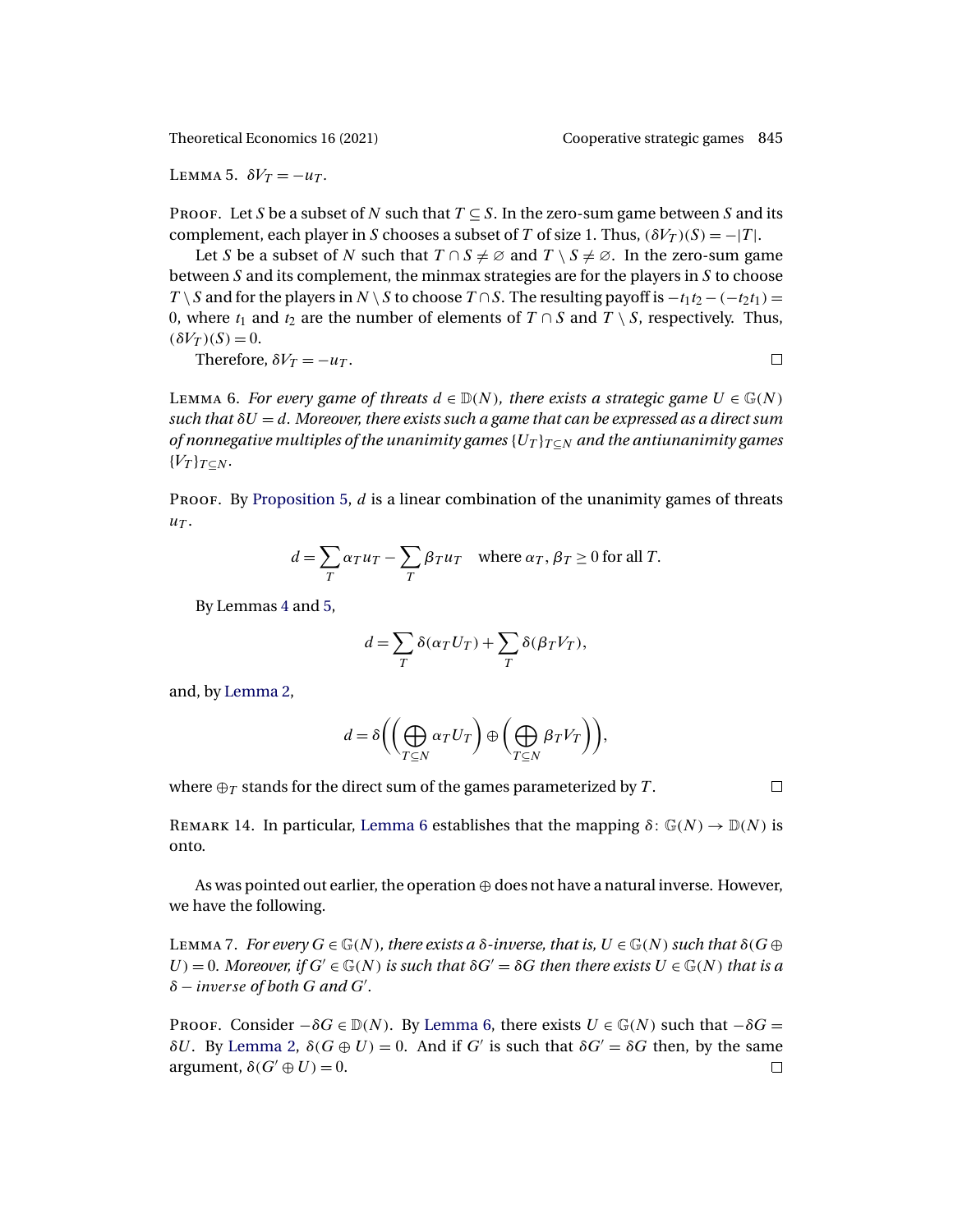Lemma 5. $\delta V_T = -u_T$.

Proof. Let $S$ be a subset of $N$ such that $T \subseteq S$. In the zero-sum game between $S$ and its complement, each player in $S$ chooses a subset of $T$ of size 1. Thus, $(\delta V_T)(S) = -|T|$.

Let $S$ be a subset of $N$ such that $T \cap S \neq \varnothing$ and $T \setminus S \neq \varnothing$. In the zero-sum game between $S$ and its complement, the minmax strategies are for the players in $S$ to choose $T \setminus S$ and for the players in $N \setminus S$ to choose $T \cap S$. The resulting payoff is $-t_1 t_2 - (-t_2 t_1) = 0$, where $t_1$ and $t_2$ are the number of elements of $T \cap S$ and $T \setminus S$, respectively. Thus, $(\delta V_T)(S) = 0$.

Therefore, $\delta V_T = -u_T$. □

Lemma 6. *For every game of threats $d \in \mathbb{D}(N)$, there exists a strategic game $U \in \mathbb{G}(N)$ such that $\delta U = d$. Moreover, there exists such a game that can be expressed as a direct sum of nonnegative multiples of the unanimity games $\{U_T\}_{T \subseteq N}$ and the antiunanimity games $\{V_T\}_{T \subseteq N}$.*

Proof. By Proposition 5, $d$ is a linear combination of the unanimity games of threats $u_T$.

$$d = \sum_T \alpha_T u_T - \sum_T \beta_T u_T \quad \text{where } \alpha_T, \beta_T \geq 0 \text{ for all } T.$$

By Lemmas 4 and 5,

$$d = \sum_T \delta(\alpha_T U_T) + \sum_T \delta(\beta_T V_T),$$

and, by Lemma 2,

$$d = \delta\bigg(\bigg(\bigoplus_{T \subseteq N} \alpha_T U_T\bigg) \oplus \bigg(\bigoplus_{T \subseteq N} \beta_T V_T\bigg)\bigg),$$

where $\oplus_T$ stands for the direct sum of the games parameterized by $T$. □

Remark 14. In particular, Lemma 6 establishes that the mapping $\delta\colon \mathbb{G}(N) \to \mathbb{D}(N)$ is onto.

As was pointed out earlier, the operation $\oplus$ does not have a natural inverse. However, we have the following.

Lemma 7. *For every $G \in \mathbb{G}(N)$, there exists a $\delta$-inverse, that is, $U \in \mathbb{G}(N)$ such that $\delta(G \oplus U) = 0$. Moreover, if $G' \in \mathbb{G}(N)$ is such that $\delta G' = \delta G$ then there exists $U \in \mathbb{G}(N)$ that is a $\delta - inverse$ of both $G$ and $G'$.*

Proof. Consider $-\delta G \in \mathbb{D}(N)$. By Lemma 6, there exists $U \in \mathbb{G}(N)$ such that $-\delta G = \delta U$. By Lemma 2, $\delta(G \oplus U) = 0$. And if $G'$ is such that $\delta G' = \delta G$ then, by the same argument, $\delta(G' \oplus U) = 0$. □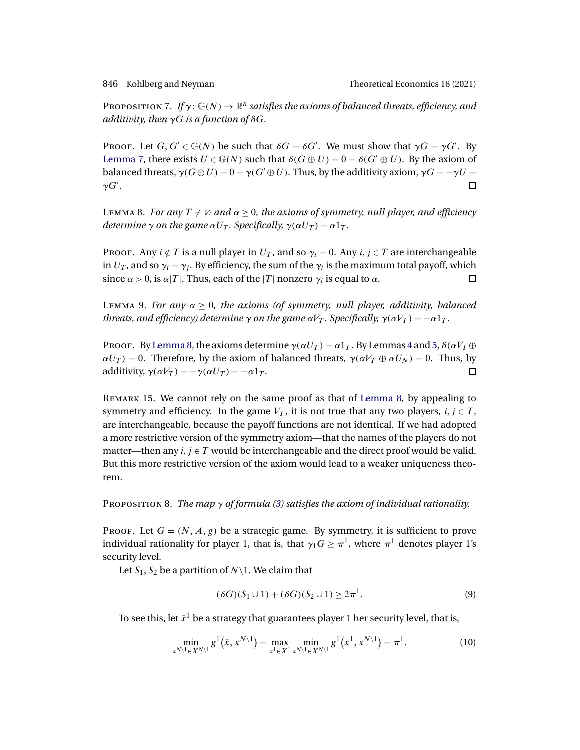Proposition 7. *If $\gamma: \mathbb{G}(N) \to \mathbb{R}^n$ satisfies the axioms of balanced threats, efficiency, and additivity, then $\gamma G$ is a function of $\delta G$.*

Proof. Let $G, G' \in \mathbb{G}(N)$ be such that $\delta G = \delta G'$. We must show that $\gamma G = \gamma G'$. By Lemma 7, there exists $U \in \mathbb{G}(N)$ such that $\delta(G \oplus U) = 0 = \delta(G' \oplus U)$. By the axiom of balanced threats, $\gamma(G \oplus U) = 0 = \gamma(G' \oplus U)$. Thus, by the additivity axiom, $\gamma G = -\gamma U = \gamma G'$. $\square$

Lemma 8. *For any $T \neq \varnothing$ and $\alpha \geq 0$, the axioms of symmetry, null player, and efficiency determine $\gamma$ on the game $\alpha U_T$. Specifically, $\gamma(\alpha U_T) = \alpha 1_T$.*

Proof. Any $i \notin T$ is a null player in $U_T$, and so $\gamma_i = 0$. Any $i, j \in T$ are interchangeable in $U_T$, and so $\gamma_i = \gamma_j$. By efficiency, the sum of the $\gamma_i$ is the maximum total payoff, which since $\alpha > 0$, is $\alpha|T|$. Thus, each of the $|T|$ nonzero $\gamma_i$ is equal to $\alpha$. $\square$

Lemma 9. *For any $\alpha \geq 0$, the axioms (of symmetry, null player, additivity, balanced threats, and efficiency) determine $\gamma$ on the game $\alpha V_T$. Specifically, $\gamma(\alpha V_T) = -\alpha 1_T$.*

Proof. By Lemma 8, the axioms determine $\gamma(\alpha U_T) = \alpha 1_T$. By Lemmas 4 and 5, $\delta(\alpha V_T \oplus \alpha U_T) = 0$. Therefore, by the axiom of balanced threats, $\gamma(\alpha V_T \oplus \alpha U_N) = 0$. Thus, by additivity, $\gamma(\alpha V_T) = -\gamma(\alpha U_T) = -\alpha 1_T$. $\square$

Remark 15. We cannot rely on the same proof as that of Lemma 8, by appealing to symmetry and efficiency. In the game $V_T$, it is not true that any two players, $i, j \in T$, are interchangeable, because the payoff functions are not identical. If we had adopted a more restrictive version of the symmetry axiom—that the names of the players do not matter—then any $i, j \in T$ would be interchangeable and the direct proof would be valid. But this more restrictive version of the axiom would lead to a weaker uniqueness theorem.

Proposition 8. *The map $\gamma$ of formula (3) satisfies the axiom of individual rationality.*

Proof. Let $G = (N, A, g)$ be a strategic game. By symmetry, it is sufficient to prove individual rationality for player 1, that is, that $\gamma_1 G \geq \pi^1$, where $\pi^1$ denotes player 1's security level.

Let $S_1, S_2$ be a partition of $N \backslash 1$. We claim that

$$(\delta G)(S_1 \cup 1) + (\delta G)(S_2 \cup 1) \geq 2\pi^1. \tag{9}$$

To see this, let $\bar{x}^1$ be a strategy that guarantees player 1 her security level, that is,

$$\min_{x^{N\backslash 1} \in X^{N\backslash 1}} g^1(\bar{x}, x^{N\backslash 1}) = \max_{x^1 \in X^1} \min_{x^{N\backslash 1} \in X^{N\backslash 1}} g^1(x^1, x^{N\backslash 1}) = \pi^1. \tag{10}$$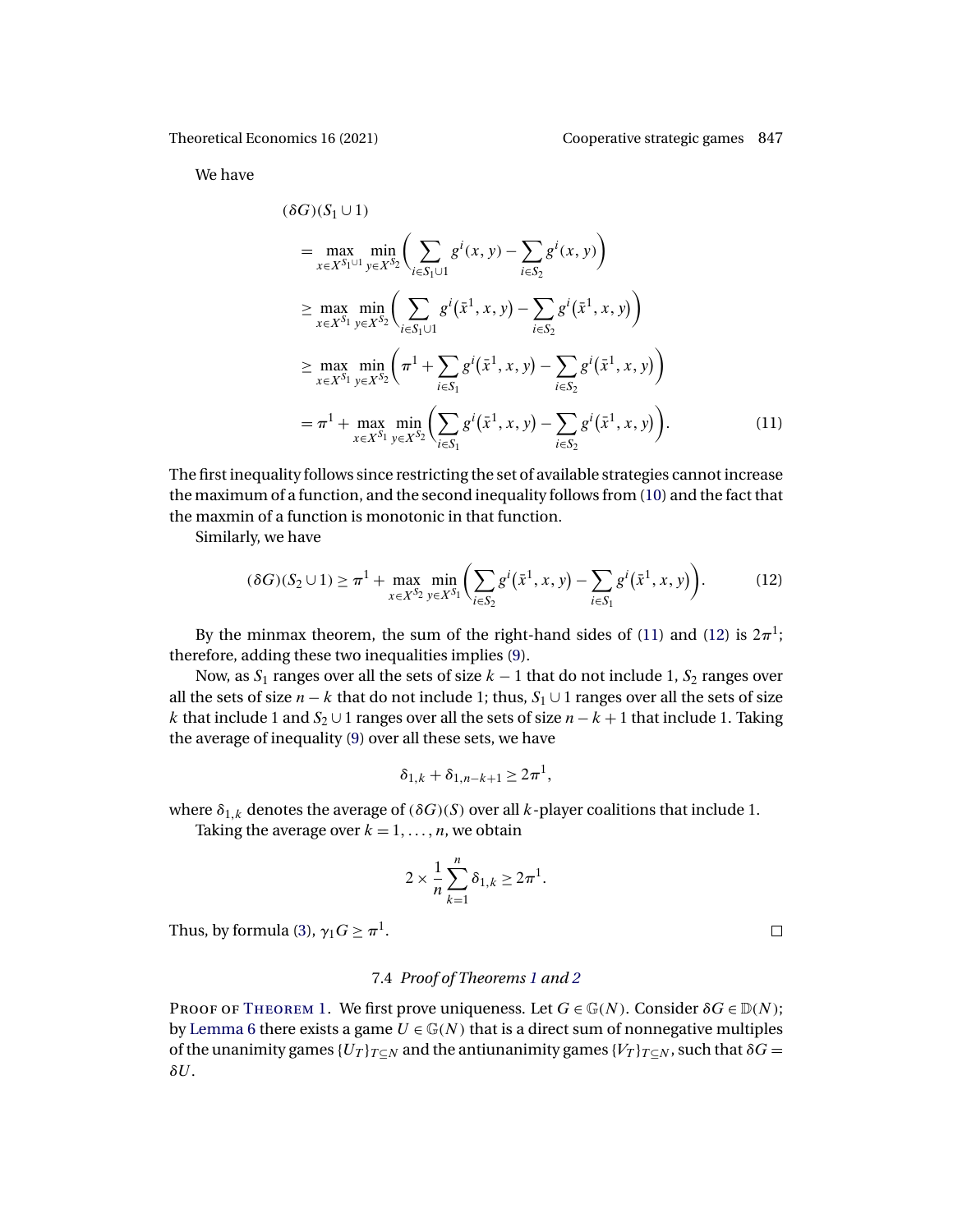We have

$$
\begin{aligned}
&(\delta G)(S_1 \cup 1) \\
&\quad = \max_{x \in X^{S_1 \cup 1}} \min_{y \in X^{S_2}} \Big( \sum_{i \in S_1 \cup 1} g^i(x, y) - \sum_{i \in S_2} g^i(x, y) \Big) \\
&\quad \geq \max_{x \in X^{S_1}} \min_{y \in X^{S_2}} \Big( \sum_{i \in S_1 \cup 1} g^i(\bar{x}^1, x, y) - \sum_{i \in S_2} g^i(\bar{x}^1, x, y) \Big) \\
&\quad \geq \max_{x \in X^{S_1}} \min_{y \in X^{S_2}} \Big( \pi^1 + \sum_{i \in S_1} g^i(\bar{x}^1, x, y) - \sum_{i \in S_2} g^i(\bar{x}^1, x, y) \Big) \\
&\quad = \pi^1 + \max_{x \in X^{S_1}} \min_{y \in X^{S_2}} \Big( \sum_{i \in S_1} g^i(\bar{x}^1, x, y) - \sum_{i \in S_2} g^i(\bar{x}^1, x, y) \Big). 
\end{aligned}
\tag{11}
$$

The first inequality follows since restricting the set of available strategies cannot increase the maximum of a function, and the second inequality follows from (10) and the fact that the maxmin of a function is monotonic in that function.

Similarly, we have

$$
(\delta G)(S_2 \cup 1) \geq \pi^1 + \max_{x \in X^{S_2}} \min_{y \in X^{S_1}} \Big( \sum_{i \in S_2} g^i(\bar{x}^1, x, y) - \sum_{i \in S_1} g^i(\bar{x}^1, x, y) \Big). \tag{12}
$$

By the minmax theorem, the sum of the right-hand sides of (11) and (12) is $2\pi^1$; therefore, adding these two inequalities implies (9).

Now, as $S_1$ ranges over all the sets of size $k-1$ that do not include 1, $S_2$ ranges over all the sets of size $n-k$ that do not include 1; thus, $S_1 \cup 1$ ranges over all the sets of size $k$ that include 1 and $S_2 \cup 1$ ranges over all the sets of size $n-k+1$ that include 1. Taking the average of inequality (9) over all these sets, we have

$$
\delta_{1,k} + \delta_{1,n-k+1} \geq 2\pi^1,
$$

where $\delta_{1,k}$ denotes the average of $(\delta G)(S)$ over all $k$-player coalitions that include 1.

Taking the average over $k = 1, \ldots, n$, we obtain

$$
2 \times \frac{1}{n} \sum_{k=1}^{n} \delta_{1,k} \geq 2\pi^1.
$$

Thus, by formula (3), $\gamma_1 G \geq \pi^1$. □

### 7.4 *Proof of Theorems 1 and 2*

Proof of Theorem 1. We first prove uniqueness. Let $G \in \mathbb{G}(N)$. Consider $\delta G \in \mathbb{D}(N)$; by Lemma 6 there exists a game $U \in \mathbb{G}(N)$ that is a direct sum of nonnegative multiples of the unanimity games $\{U_T\}_{T \subseteq N}$ and the antiunanimity games $\{V_T\}_{T \subseteq N}$, such that $\delta G = \delta U$.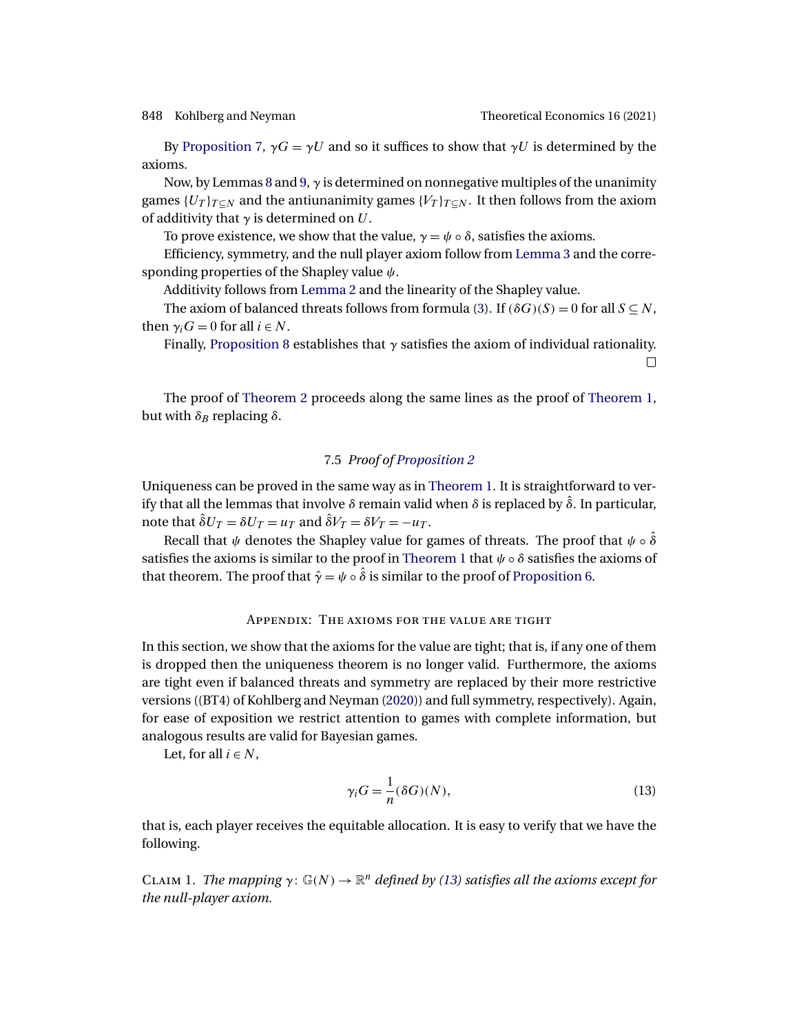By Proposition 7, $\gamma G = \gamma U$ and so it suffices to show that $\gamma U$ is determined by the axioms.

Now, by Lemmas 8 and 9, $\gamma$ is determined on nonnegative multiples of the unanimity games $\{U_T\}_{T \subseteq N}$ and the antiunanimity games $\{V_T\}_{T \subseteq N}$. It then follows from the axiom of additivity that $\gamma$ is determined on $U$.

To prove existence, we show that the value, $\gamma = \psi \circ \delta$, satisfies the axioms.

Efficiency, symmetry, and the null player axiom follow from Lemma 3 and the corresponding properties of the Shapley value $\psi$.

Additivity follows from Lemma 2 and the linearity of the Shapley value.

The axiom of balanced threats follows from formula (3). If $(\delta G)(S) = 0$ for all $S \subseteq N$, then $\gamma_i G = 0$ for all $i \in N$.

Finally, Proposition 8 establishes that $\gamma$ satisfies the axiom of individual rationality. □

The proof of Theorem 2 proceeds along the same lines as the proof of Theorem 1, but with $\delta_B$ replacing $\delta$.

### 7.5 *Proof of Proposition 2*

Uniqueness can be proved in the same way as in Theorem 1. It is straightforward to verify that all the lemmas that involve $\delta$ remain valid when $\delta$ is replaced by $\hat{\delta}$. In particular, note that $\hat{\delta} U_T = \delta U_T = u_T$ and $\hat{\delta} V_T = \delta V_T = -u_T$.

Recall that $\psi$ denotes the Shapley value for games of threats. The proof that $\psi \circ \hat{\delta}$ satisfies the axioms is similar to the proof in Theorem 1 that $\psi \circ \delta$ satisfies the axioms of that theorem. The proof that $\hat{\gamma} = \psi \circ \hat{\delta}$ is similar to the proof of Proposition 6.

## Appendix: The axioms for the value are tight

In this section, we show that the axioms for the value are tight; that is, if any one of them is dropped then the uniqueness theorem is no longer valid. Furthermore, the axioms are tight even if balanced threats and symmetry are replaced by their more restrictive versions ((BT4) of Kohlberg and Neyman (2020)) and full symmetry, respectively). Again, for ease of exposition we restrict attention to games with complete information, but analogous results are valid for Bayesian games.

Let, for all $i \in N$,

$$\gamma_i G = \frac{1}{n}(\delta G)(N), \tag{13}$$

that is, each player receives the equitable allocation. It is easy to verify that we have the following.

Claim 1. *The mapping $\gamma \colon \mathbb{G}(N) \to \mathbb{R}^n$ defined by (13) satisfies all the axioms except for the null-player axiom.*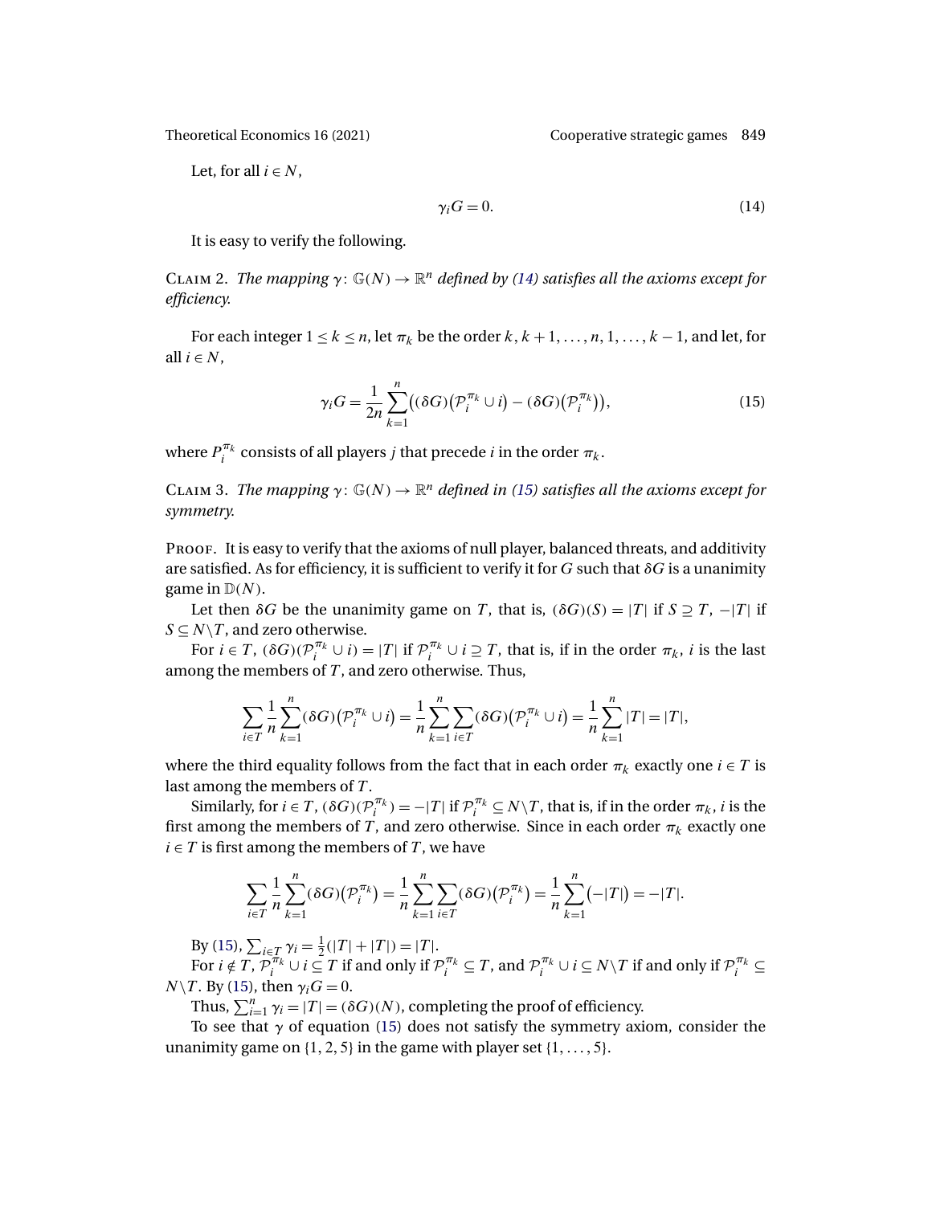Let, for all $i \in N$,

$$\gamma_i G = 0. \tag{14}$$

It is easy to verify the following.

Claim 2. *The mapping $\gamma \colon \mathbb{G}(N) \to \mathbb{R}^n$ defined by (14) satisfies all the axioms except for efficiency.*

For each integer $1 \leq k \leq n$, let $\pi_k$ be the order $k, k+1, \ldots, n, 1, \ldots, k-1$, and let, for all $i \in N$,

$$\gamma_i G = \frac{1}{2n} \sum_{k=1}^{n} \big( (\delta G)\big(\mathcal{P}_i^{\pi_k} \cup i\big) - (\delta G)\big(\mathcal{P}_i^{\pi_k}\big) \big), \tag{15}$$

where $P_i^{\pi_k}$ consists of all players $j$ that precede $i$ in the order $\pi_k$.

Claim 3. *The mapping $\gamma \colon \mathbb{G}(N) \to \mathbb{R}^n$ defined in (15) satisfies all the axioms except for symmetry.*

Proof. It is easy to verify that the axioms of null player, balanced threats, and additivity are satisfied. As for efficiency, it is sufficient to verify it for $G$ such that $\delta G$ is a unanimity game in $\mathbb{D}(N)$.

Let then $\delta G$ be the unanimity game on $T$, that is, $(\delta G)(S) = |T|$ if $S \supseteq T$, $-|T|$ if $S \subseteq N \backslash T$, and zero otherwise.

For $i \in T$, $(\delta G)(\mathcal{P}_i^{\pi_k} \cup i) = |T|$ if $\mathcal{P}_i^{\pi_k} \cup i \supseteq T$, that is, if in the order $\pi_k$, $i$ is the last among the members of $T$, and zero otherwise. Thus,

$$\sum_{i \in T} \frac{1}{n} \sum_{k=1}^{n} (\delta G)\big(\mathcal{P}_i^{\pi_k} \cup i\big) = \frac{1}{n} \sum_{k=1}^{n} \sum_{i \in T} (\delta G)\big(\mathcal{P}_i^{\pi_k} \cup i\big) = \frac{1}{n} \sum_{k=1}^{n} |T| = |T|,$$

where the third equality follows from the fact that in each order $\pi_k$ exactly one $i \in T$ is last among the members of $T$.

Similarly, for $i \in T$, $(\delta G)(\mathcal{P}_i^{\pi_k}) = -|T|$ if $\mathcal{P}_i^{\pi_k} \subseteq N \backslash T$, that is, if in the order $\pi_k$, $i$ is the first among the members of $T$, and zero otherwise. Since in each order $\pi_k$ exactly one $i \in T$ is first among the members of $T$, we have

$$\sum_{i \in T} \frac{1}{n} \sum_{k=1}^{n} (\delta G)\big(\mathcal{P}_i^{\pi_k}\big) = \frac{1}{n} \sum_{k=1}^{n} \sum_{i \in T} (\delta G)\big(\mathcal{P}_i^{\pi_k}\big) = \frac{1}{n} \sum_{k=1}^{n} \big(-|T|\big) = -|T|.$$

By (15), $\sum_{i \in T} \gamma_i = \frac{1}{2}(|T| + |T|) = |T|$.

For $i \notin T$, $\mathcal{P}_i^{\pi_k} \cup i \subseteq T$ if and only if $\mathcal{P}_i^{\pi_k} \subseteq T$, and $\mathcal{P}_i^{\pi_k} \cup i \subseteq N \backslash T$ if and only if $\mathcal{P}_i^{\pi_k} \subseteq N \backslash T$. By (15), then $\gamma_i G = 0$.

Thus, $\sum_{i=1}^{n} \gamma_i = |T| = (\delta G)(N)$, completing the proof of efficiency.

To see that $\gamma$ of equation (15) does not satisfy the symmetry axiom, consider the unanimity game on $\{1, 2, 5\}$ in the game with player set $\{1, \ldots, 5\}$.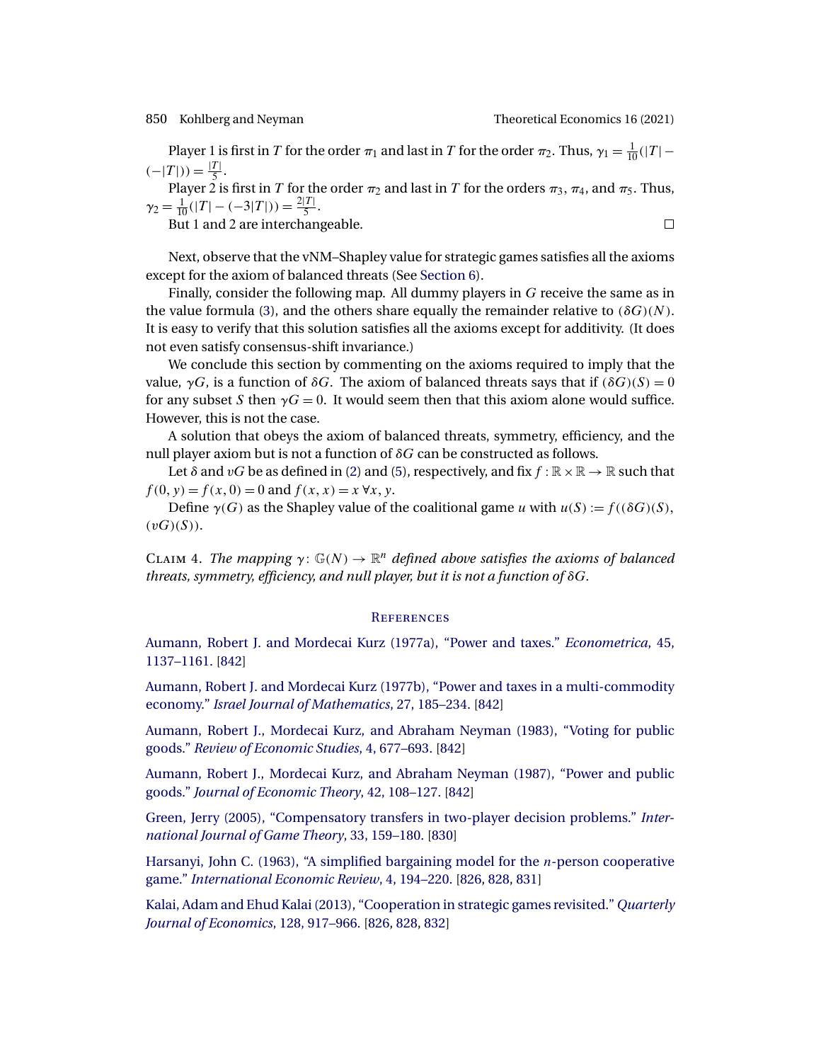Player 1 is first in $T$ for the order $\pi_1$ and last in $T$ for the order $\pi_2$. Thus, $\gamma_1 = \frac{1}{10}(|T| - (-|T|)) = \frac{|T|}{5}$.

Player 2 is first in $T$ for the order $\pi_2$ and last in $T$ for the orders $\pi_3$, $\pi_4$, and $\pi_5$. Thus, $\gamma_2 = \frac{1}{10}(|T| - (-3|T|)) = \frac{2|T|}{5}$.

But 1 and 2 are interchangeable. □

Next, observe that the vNM–Shapley value for strategic games satisfies all the axioms except for the axiom of balanced threats (See Section 6).

Finally, consider the following map. All dummy players in $G$ receive the same as in the value formula (3), and the others share equally the remainder relative to $(\delta G)(N)$. It is easy to verify that this solution satisfies all the axioms except for additivity. (It does not even satisfy consensus-shift invariance.)

We conclude this section by commenting on the axioms required to imply that the value, $\gamma G$, is a function of $\delta G$. The axiom of balanced threats says that if $(\delta G)(S) = 0$ for any subset $S$ then $\gamma G = 0$. It would seem then that this axiom alone would suffice. However, this is not the case.

A solution that obeys the axiom of balanced threats, symmetry, efficiency, and the null player axiom but is not a function of $\delta G$ can be constructed as follows.

Let $\delta$ and $vG$ be as defined in (2) and (5), respectively, and fix $f : \mathbb{R} \times \mathbb{R} \to \mathbb{R}$ such that $f(0, y) = f(x, 0) = 0$ and $f(x, x) = x \; \forall x, y$.

Define $\gamma(G)$ as the Shapley value of the coalitional game $u$ with $u(S) := f((\delta G)(S), (vG)(S))$.

Claim 4. *The mapping $\gamma : \mathbb{G}(N) \to \mathbb{R}^n$ defined above satisfies the axioms of balanced threats, symmetry, efficiency, and null player, but it is not a function of $\delta G$.*

## References

Aumann, Robert J. and Mordecai Kurz (1977a), "Power and taxes." *Econometrica*, 45, 1137–1161. [842]

Aumann, Robert J. and Mordecai Kurz (1977b), "Power and taxes in a multi-commodity economy." *Israel Journal of Mathematics*, 27, 185–234. [842]

Aumann, Robert J., Mordecai Kurz, and Abraham Neyman (1983), "Voting for public goods." *Review of Economic Studies*, 4, 677–693. [842]

Aumann, Robert J., Mordecai Kurz, and Abraham Neyman (1987), "Power and public goods." *Journal of Economic Theory*, 42, 108–127. [842]

Green, Jerry (2005), "Compensatory transfers in two-player decision problems." *International Journal of Game Theory*, 33, 159–180. [830]

Harsanyi, John C. (1963), "A simplified bargaining model for the $n$-person cooperative game." *International Economic Review*, 4, 194–220. [826, 828, 831]

Kalai, Adam and Ehud Kalai (2013), "Cooperation in strategic games revisited." *Quarterly Journal of Economics*, 128, 917–966. [826, 828, 832]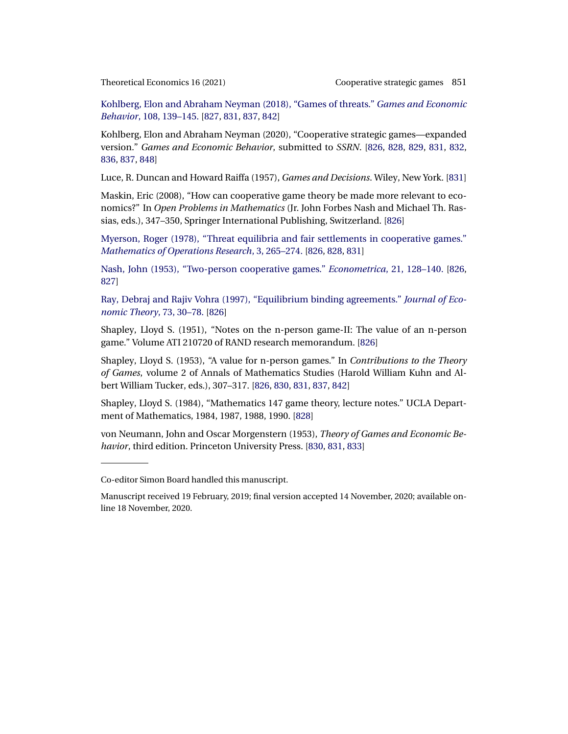Kohlberg, Elon and Abraham Neyman (2018), "Games of threats." *Games and Economic Behavior*, 108, 139–145. [827, 831, 837, 842]

Kohlberg, Elon and Abraham Neyman (2020), "Cooperative strategic games—expanded version." *Games and Economic Behavior*, submitted to *SSRN*. [826, 828, 829, 831, 832, 836, 837, 848]

Luce, R. Duncan and Howard Raiffa (1957), *Games and Decisions*. Wiley, New York. [831]

Maskin, Eric (2008), "How can cooperative game theory be made more relevant to economics?" In *Open Problems in Mathematics* (Jr. John Forbes Nash and Michael Th. Rassias, eds.), 347–350, Springer International Publishing, Switzerland. [826]

Myerson, Roger (1978), "Threat equilibria and fair settlements in cooperative games." *Mathematics of Operations Research*, 3, 265–274. [826, 828, 831]

Nash, John (1953), "Two-person cooperative games." *Econometrica*, 21, 128–140. [826, 827]

Ray, Debraj and Rajiv Vohra (1997), "Equilibrium binding agreements." *Journal of Economic Theory*, 73, 30–78. [826]

Shapley, Lloyd S. (1951), "Notes on the n-person game-II: The value of an n-person game." Volume ATI 210720 of RAND research memorandum. [826]

Shapley, Lloyd S. (1953), "A value for n-person games." In *Contributions to the Theory of Games*, volume 2 of Annals of Mathematics Studies (Harold William Kuhn and Albert William Tucker, eds.), 307–317. [826, 830, 831, 837, 842]

Shapley, Lloyd S. (1984), "Mathematics 147 game theory, lecture notes." UCLA Department of Mathematics, 1984, 1987, 1988, 1990. [828]

von Neumann, John and Oscar Morgenstern (1953), *Theory of Games and Economic Behavior*, third edition. Princeton University Press. [830, 831, 833]

---

Co-editor Simon Board handled this manuscript.

Manuscript received 19 February, 2019; final version accepted 14 November, 2020; available online 18 November, 2020.